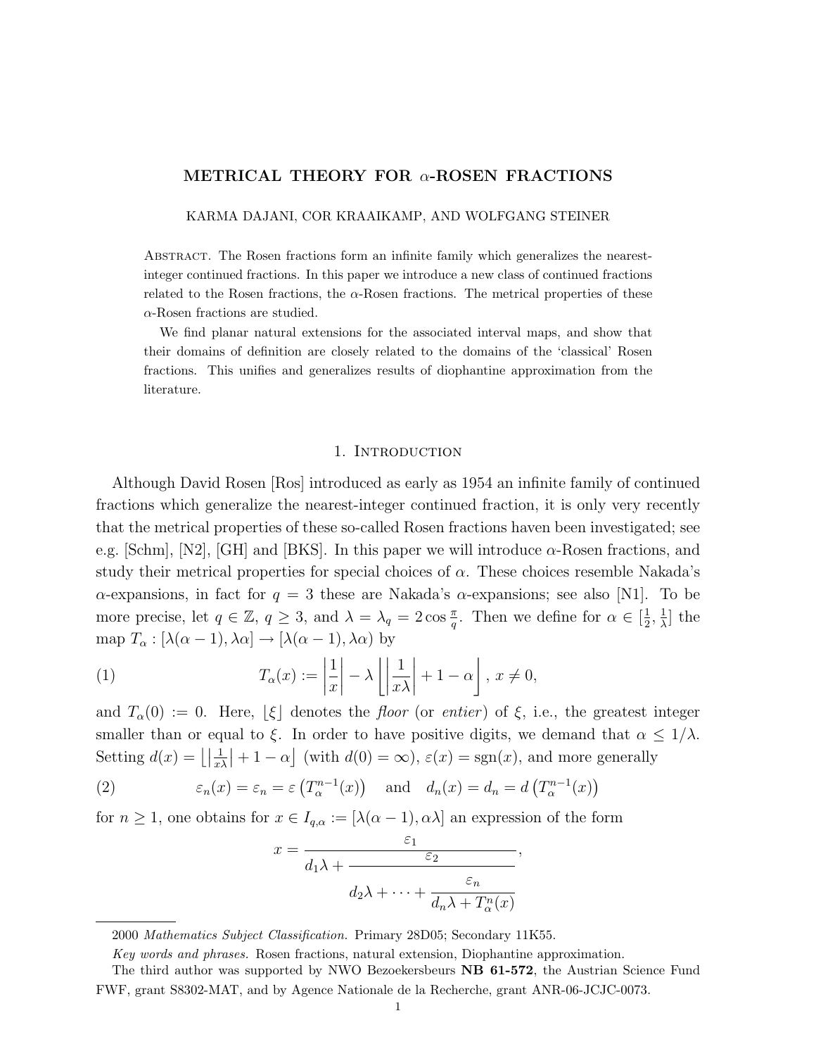# METRICAL THEORY FOR $\alpha$-ROSEN FRACTIONS

KARMA DAJANI, COR KRAAIKAMP, AND WOLFGANG STEINER

Abstract. The Rosen fractions form an infinite family which generalizes the nearest-integer continued fractions. In this paper we introduce a new class of continued fractions related to the Rosen fractions, the $\alpha$-Rosen fractions. The metrical properties of these $\alpha$-Rosen fractions are studied.

We find planar natural extensions for the associated interval maps, and show that their domains of definition are closely related to the domains of the 'classical' Rosen fractions. This unifies and generalizes results of diophantine approximation from the literature.

## 1. Introduction

Although David Rosen [Ros] introduced as early as 1954 an infinite family of continued fractions which generalize the nearest-integer continued fraction, it is only very recently that the metrical properties of these so-called Rosen fractions haven been investigated; see e.g. [Schm], [N2], [GH] and [BKS]. In this paper we will introduce $\alpha$-Rosen fractions, and study their metrical properties for special choices of $\alpha$. These choices resemble Nakada's $\alpha$-expansions, in fact for $q = 3$ these are Nakada's $\alpha$-expansions; see also [N1]. To be more precise, let $q \in \mathbb{Z}$, $q \geq 3$, and $\lambda = \lambda_q = 2\cos\frac{\pi}{q}$. Then we define for $\alpha \in [\frac{1}{2}, \frac{1}{\lambda}]$ the map $T_\alpha : [\lambda(\alpha-1), \lambda\alpha] \to [\lambda(\alpha-1), \lambda\alpha)$ by

$$T_\alpha(x) := \left|\frac{1}{x}\right| - \lambda \left\lfloor \left|\frac{1}{x\lambda}\right| + 1 - \alpha \right\rfloor, \; x \neq 0, \tag{1}$$

and $T_\alpha(0) := 0$. Here, $\lfloor \xi \rfloor$ denotes the *floor* (or *entier*) of $\xi$, i.e., the greatest integer smaller than or equal to $\xi$. In order to have positive digits, we demand that $\alpha \leq 1/\lambda$. Setting $d(x) = \left\lfloor \left|\frac{1}{x\lambda}\right| + 1 - \alpha \right\rfloor$ (with $d(0) = \infty$), $\varepsilon(x) = \operatorname{sgn}(x)$, and more generally

$$\varepsilon_n(x) = \varepsilon_n = \varepsilon\left(T_\alpha^{n-1}(x)\right) \quad \text{and} \quad d_n(x) = d_n = d\left(T_\alpha^{n-1}(x)\right) \tag{2}$$

for $n \geq 1$, one obtains for $x \in I_{q,\alpha} := [\lambda(\alpha-1), \alpha\lambda]$ an expression of the form

$$x = \cfrac{\varepsilon_1}{d_1\lambda + \cfrac{\varepsilon_2}{d_2\lambda + \cdots + \cfrac{\varepsilon_n}{d_n\lambda + T_\alpha^n(x)}}},$$

2000 *Mathematics Subject Classification.* Primary 28D05; Secondary 11K55.

*Key words and phrases.* Rosen fractions, natural extension, Diophantine approximation.

The third author was supported by NWO Bezoekersbeurs **NB 61-572**, the Austrian Science Fund FWF, grant S8302-MAT, and by Agence Nationale de la Recherche, grant ANR-06-JCJC-0073.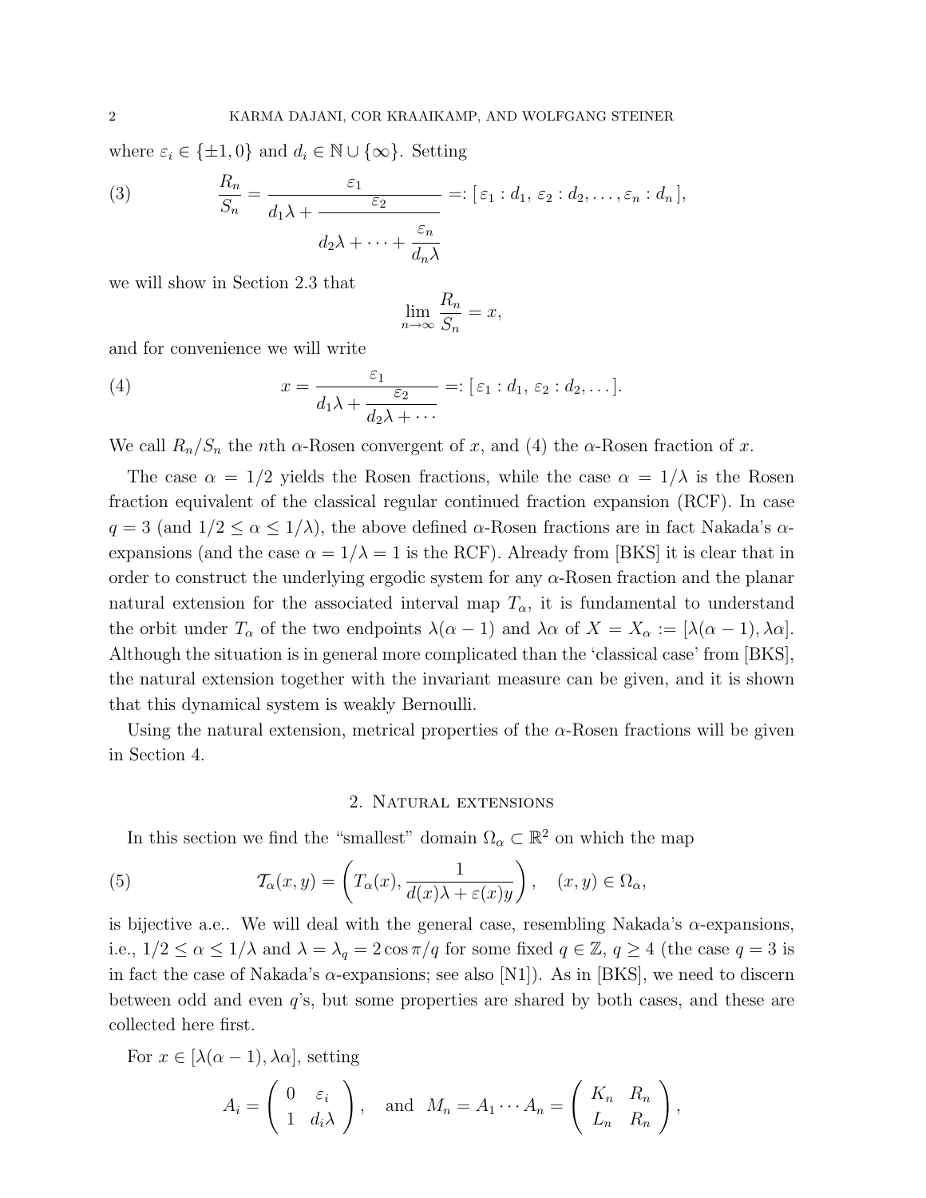where $\varepsilon_i \in \{\pm 1, 0\}$ and $d_i \in \mathbb{N} \cup \{\infty\}$. Setting

$$\frac{R_n}{S_n} = \cfrac{\varepsilon_1}{d_1\lambda + \cfrac{\varepsilon_2}{d_2\lambda + \cdots + \cfrac{\varepsilon_n}{d_n\lambda}}} =: [\,\varepsilon_1 : d_1,\, \varepsilon_2 : d_2, \ldots, \varepsilon_n : d_n\,], \tag{3}$$

we will show in Section 2.3 that

$$\lim_{n\to\infty} \frac{R_n}{S_n} = x,$$

and for convenience we will write

$$x = \cfrac{\varepsilon_1}{d_1\lambda + \cfrac{\varepsilon_2}{d_2\lambda + \cdots}} =: [\,\varepsilon_1 : d_1,\, \varepsilon_2 : d_2, \ldots\,]. \tag{4}$$

We call $R_n/S_n$ the $n$th $\alpha$-Rosen convergent of $x$, and (4) the $\alpha$-Rosen fraction of $x$.

The case $\alpha = 1/2$ yields the Rosen fractions, while the case $\alpha = 1/\lambda$ is the Rosen fraction equivalent of the classical regular continued fraction expansion (RCF). In case $q = 3$ (and $1/2 \le \alpha \le 1/\lambda$), the above defined $\alpha$-Rosen fractions are in fact Nakada's $\alpha$-expansions (and the case $\alpha = 1/\lambda = 1$ is the RCF). Already from [BKS] it is clear that in order to construct the underlying ergodic system for any $\alpha$-Rosen fraction and the planar natural extension for the associated interval map $T_\alpha$, it is fundamental to understand the orbit under $T_\alpha$ of the two endpoints $\lambda(\alpha - 1)$ and $\lambda\alpha$ of $X = X_\alpha := [\lambda(\alpha - 1), \lambda\alpha]$. Although the situation is in general more complicated than the 'classical case' from [BKS], the natural extension together with the invariant measure can be given, and it is shown that this dynamical system is weakly Bernoulli.

Using the natural extension, metrical properties of the $\alpha$-Rosen fractions will be given in Section 4.

## 2. Natural extensions

In this section we find the "smallest" domain $\Omega_\alpha \subset \mathbb{R}^2$ on which the map

$$\mathcal{T}_\alpha(x, y) = \left( T_\alpha(x), \frac{1}{d(x)\lambda + \varepsilon(x) y} \right), \quad (x, y) \in \Omega_\alpha, \tag{5}$$

is bijective a.e.. We will deal with the general case, resembling Nakada's $\alpha$-expansions, i.e., $1/2 \le \alpha \le 1/\lambda$ and $\lambda = \lambda_q = 2\cos \pi/q$ for some fixed $q \in \mathbb{Z}$, $q \ge 4$ (the case $q = 3$ is in fact the case of Nakada's $\alpha$-expansions; see also [N1]). As in [BKS], we need to discern between odd and even $q$'s, but some properties are shared by both cases, and these are collected here first.

For $x \in [\lambda(\alpha - 1), \lambda\alpha]$, setting

$$A_i = \begin{pmatrix} 0 & \varepsilon_i \\ 1 & d_i\lambda \end{pmatrix}, \quad \text{and} \quad M_n = A_1 \cdots A_n = \begin{pmatrix} K_n & R_n \\ L_n & R_n \end{pmatrix},$$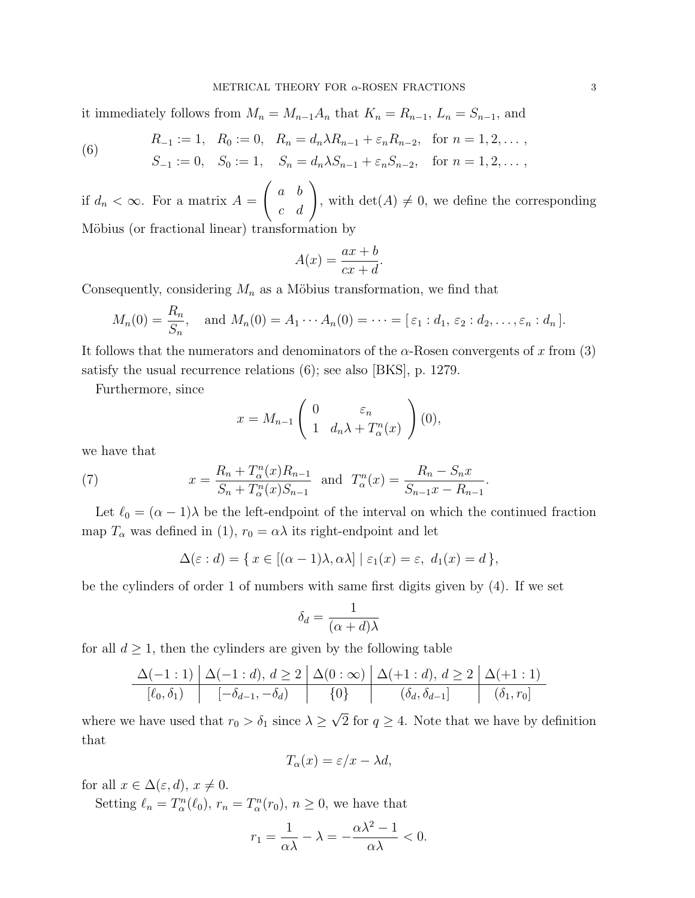it immediately follows from $M_n = M_{n-1}A_n$ that $K_n = R_{n-1}$, $L_n = S_{n-1}$, and

$$
(6) \qquad \begin{aligned}
R_{-1} &:= 1, \quad R_0 := 0, \quad R_n = d_n\lambda R_{n-1} + \varepsilon_n R_{n-2}, \quad \text{for } n = 1, 2, \dots, \\
S_{-1} &:= 0, \quad S_0 := 1, \quad S_n = d_n\lambda S_{n-1} + \varepsilon_n S_{n-2}, \quad \text{for } n = 1, 2, \dots,
\end{aligned}
$$

if $d_n < \infty$. For a matrix $A = \begin{pmatrix} a & b \\ c & d \end{pmatrix}$, with $\det(A) \neq 0$, we define the corresponding Möbius (or fractional linear) transformation by

$$
A(x) = \frac{ax+b}{cx+d}.
$$

Consequently, considering $M_n$ as a Möbius transformation, we find that

$$
M_n(0) = \frac{R_n}{S_n}, \quad \text{and } M_n(0) = A_1 \cdots A_n(0) = \cdots = [\, \varepsilon_1 : d_1,\, \varepsilon_2 : d_2, \dots, \varepsilon_n : d_n \,].
$$

It follows that the numerators and denominators of the $\alpha$-Rosen convergents of $x$ from (3) satisfy the usual recurrence relations (6); see also [BKS], p. 1279.

Furthermore, since

$$
x = M_{n-1} \begin{pmatrix} 0 & \varepsilon_n \\ 1 & d_n\lambda + T_\alpha^n(x) \end{pmatrix} (0),
$$

we have that

$$
(7) \qquad x = \frac{R_n + T_\alpha^n(x) R_{n-1}}{S_n + T_\alpha^n(x) S_{n-1}} \quad \text{and} \quad T_\alpha^n(x) = \frac{R_n - S_n x}{S_{n-1}x - R_{n-1}}.
$$

Let $\ell_0 = (\alpha - 1)\lambda$ be the left-endpoint of the interval on which the continued fraction map $T_\alpha$ was defined in (1), $r_0 = \alpha\lambda$ its right-endpoint and let

$$
\Delta(\varepsilon : d) = \{\, x \in [(\alpha-1)\lambda, \alpha\lambda] \mid \varepsilon_1(x) = \varepsilon,\ d_1(x) = d \,\},
$$

be the cylinders of order 1 of numbers with same first digits given by (4). If we set

$$
\delta_d = \frac{1}{(\alpha + d)\lambda}
$$

for all $d \geq 1$, then the cylinders are given by the following table

| $\Delta(-1:1)$ | $\Delta(-1:d)$, $d \geq 2$ | $\Delta(0:\infty)$ | $\Delta(+1:d)$, $d \geq 2$ | $\Delta(+1:1)$ |
|---|---|---|---|---|
| $[\ell_0, \delta_1)$ | $[-\delta_{d-1}, -\delta_d)$ | $\{0\}$ | $(\delta_d, \delta_{d-1}]$ | $(\delta_1, r_0]$ |

where we have used that $r_0 > \delta_1$ since $\lambda \geq \sqrt{2}$ for $q \geq 4$. Note that we have by definition that

$$
T_\alpha(x) = \varepsilon / x - \lambda d,
$$

for all $x \in \Delta(\varepsilon, d)$, $x \neq 0$.

Setting $\ell_n = T_\alpha^n(\ell_0)$, $r_n = T_\alpha^n(r_0)$, $n \geq 0$, we have that

$$
r_1 = \frac{1}{\alpha\lambda} - \lambda = -\frac{\alpha\lambda^2 - 1}{\alpha\lambda} < 0.
$$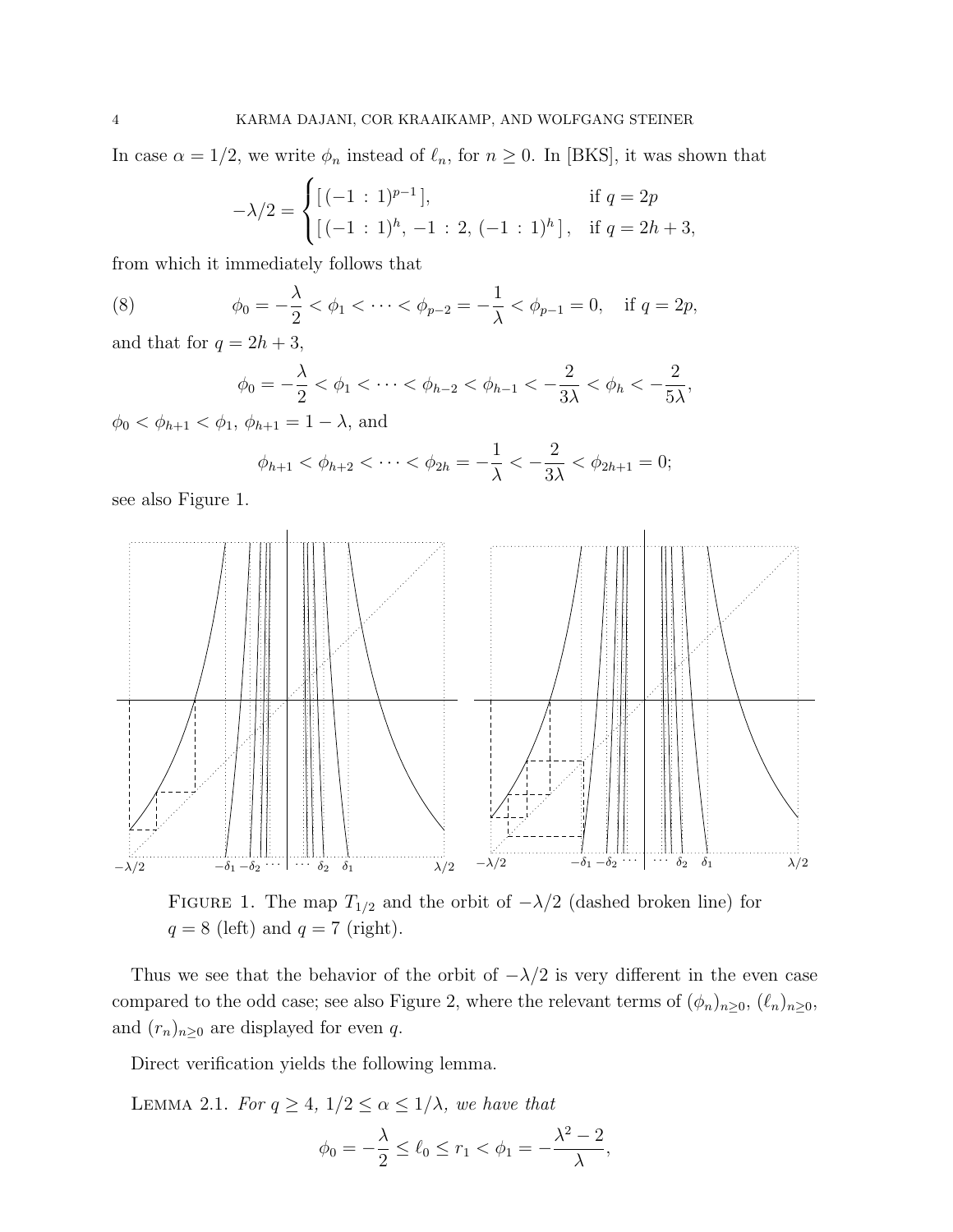In case $\alpha = 1/2$, we write $\phi_n$ instead of $\ell_n$, for $n \geq 0$. In [BKS], it was shown that

$$-\lambda/2 = \begin{cases} [\,(-1\,:\,1)^{p-1}\,], & \text{if } q = 2p \\ [\,(-1\,:\,1)^h,\, -1\,:\,2,\, (-1\,:\,1)^h\,], & \text{if } q = 2h+3, \end{cases}$$

from which it immediately follows that

$$\phi_0 = -\frac{\lambda}{2} < \phi_1 < \cdots < \phi_{p-2} = -\frac{1}{\lambda} < \phi_{p-1} = 0, \quad \text{if } q = 2p, \tag{8}$$

and that for $q = 2h+3$,

$$\phi_0 = -\frac{\lambda}{2} < \phi_1 < \cdots < \phi_{h-2} < \phi_{h-1} < -\frac{2}{3\lambda} < \phi_h < -\frac{2}{5\lambda},$$

$\phi_0 < \phi_{h+1} < \phi_1$, $\phi_{h+1} = 1 - \lambda$, and

$$\phi_{h+1} < \phi_{h+2} < \cdots < \phi_{2h} = -\frac{1}{\lambda} < -\frac{2}{3\lambda} < \phi_{2h+1} = 0;$$

see also Figure 1.

FIGURE 1. The map $T_{1/2}$ and the orbit of $-\lambda/2$ (dashed broken line) for $q = 8$ (left) and $q = 7$ (right).

Thus we see that the behavior of the orbit of $-\lambda/2$ is very different in the even case compared to the odd case; see also Figure 2, where the relevant terms of $(\phi_n)_{n\geq 0}$, $(\ell_n)_{n\geq 0}$, and $(r_n)_{n\geq 0}$ are displayed for even $q$.

Direct verification yields the following lemma.

LEMMA 2.1. *For $q \geq 4$, $1/2 \leq \alpha \leq 1/\lambda$, we have that*

$$\phi_0 = -\frac{\lambda}{2} \leq \ell_0 \leq r_1 < \phi_1 = -\frac{\lambda^2 - 2}{\lambda},$$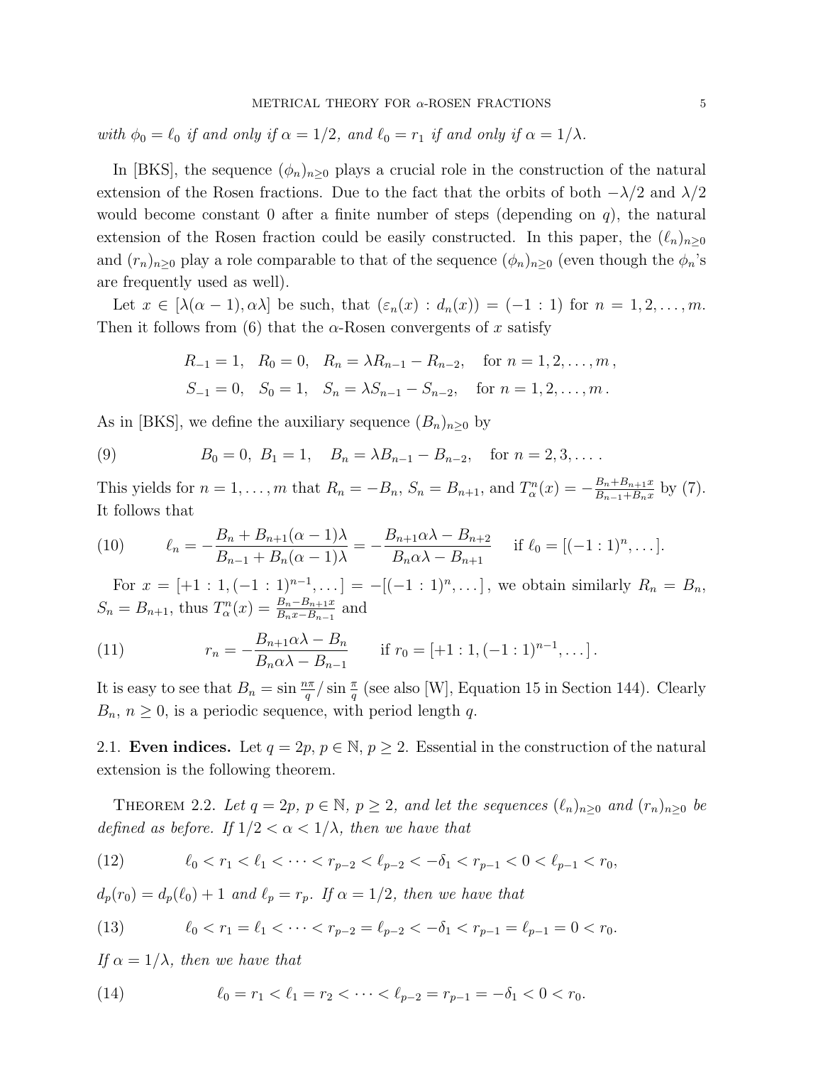*with* $\phi_0 = \ell_0$ *if and only if* $\alpha = 1/2$, *and* $\ell_0 = r_1$ *if and only if* $\alpha = 1/\lambda$.

In [BKS], the sequence $(\phi_n)_{n\geq 0}$ plays a crucial role in the construction of the natural extension of the Rosen fractions. Due to the fact that the orbits of both $-\lambda/2$ and $\lambda/2$ would become constant 0 after a finite number of steps (depending on $q$), the natural extension of the Rosen fraction could be easily constructed. In this paper, the $(\ell_n)_{n\geq 0}$ and $(r_n)_{n\geq 0}$ play a role comparable to that of the sequence $(\phi_n)_{n\geq 0}$ (even though the $\phi_n$'s are frequently used as well).

Let $x \in [\lambda(\alpha-1), \alpha\lambda]$ be such, that $(\varepsilon_n(x) : d_n(x)) = (-1 : 1)$ for $n = 1, 2, \ldots, m$. Then it follows from (6) that the $\alpha$-Rosen convergents of $x$ satisfy

$$R_{-1} = 1, \quad R_0 = 0, \quad R_n = \lambda R_{n-1} - R_{n-2}, \quad \text{for } n = 1, 2, \ldots, m\,,$$
$$S_{-1} = 0, \quad S_0 = 1, \quad S_n = \lambda S_{n-1} - S_{n-2}, \quad \text{for } n = 1, 2, \ldots, m\,.$$

As in [BKS], we define the auxiliary sequence $(B_n)_{n\geq 0}$ by

$$B_0 = 0,\ B_1 = 1, \quad B_n = \lambda B_{n-1} - B_{n-2}, \quad \text{for } n = 2, 3, \ldots\,. \tag{9}$$

This yields for $n = 1, \ldots, m$ that $R_n = -B_n$, $S_n = B_{n+1}$, and $T_\alpha^n(x) = -\frac{B_n + B_{n+1}x}{B_{n-1} + B_n x}$ by (7). It follows that

$$\ell_n = -\frac{B_n + B_{n+1}(\alpha-1)\lambda}{B_{n-1} + B_n(\alpha-1)\lambda} = -\frac{B_{n+1}\alpha\lambda - B_{n+2}}{B_n\alpha\lambda - B_{n+1}} \quad \text{if } \ell_0 = [(-1:1)^n, \ldots]. \tag{10}$$

For $x = [+1 : 1, (-1 : 1)^{n-1}, \ldots] = -[(-1 : 1)^n, \ldots]$, we obtain similarly $R_n = B_n$, $S_n = B_{n+1}$, thus $T_\alpha^n(x) = \frac{B_n - B_{n+1}x}{B_n x - B_{n-1}}$ and

$$r_n = -\frac{B_{n+1}\alpha\lambda - B_n}{B_n\alpha\lambda - B_{n-1}} \qquad \text{if } r_0 = [+1 : 1, (-1 : 1)^{n-1}, \ldots]\,. \tag{11}$$

It is easy to see that $B_n = \sin\frac{n\pi}{q}/\sin\frac{\pi}{q}$ (see also [W], Equation 15 in Section 144). Clearly $B_n$, $n \geq 0$, is a periodic sequence, with period length $q$.

### 2.1. Even indices.

Let $q = 2p$, $p \in \mathbb{N}$, $p \geq 2$. Essential in the construction of the natural extension is the following theorem.

**Theorem 2.2.** *Let* $q = 2p$, $p \in \mathbb{N}$, $p \geq 2$, *and let the sequences* $(\ell_n)_{n\geq 0}$ *and* $(r_n)_{n\geq 0}$ *be defined as before. If* $1/2 < \alpha < 1/\lambda$, *then we have that*

$$\ell_0 < r_1 < \ell_1 < \cdots < r_{p-2} < \ell_{p-2} < -\delta_1 < r_{p-1} < 0 < \ell_{p-1} < r_0, \tag{12}$$

$d_p(r_0) = d_p(\ell_0) + 1$ *and* $\ell_p = r_p$. *If* $\alpha = 1/2$, *then we have that*

$$\ell_0 < r_1 = \ell_1 < \cdots < r_{p-2} = \ell_{p-2} < -\delta_1 < r_{p-1} = \ell_{p-1} = 0 < r_0. \tag{13}$$

*If* $\alpha = 1/\lambda$, *then we have that*

$$\ell_0 = r_1 < \ell_1 = r_2 < \cdots < \ell_{p-2} = r_{p-1} = -\delta_1 < 0 < r_0. \tag{14}$$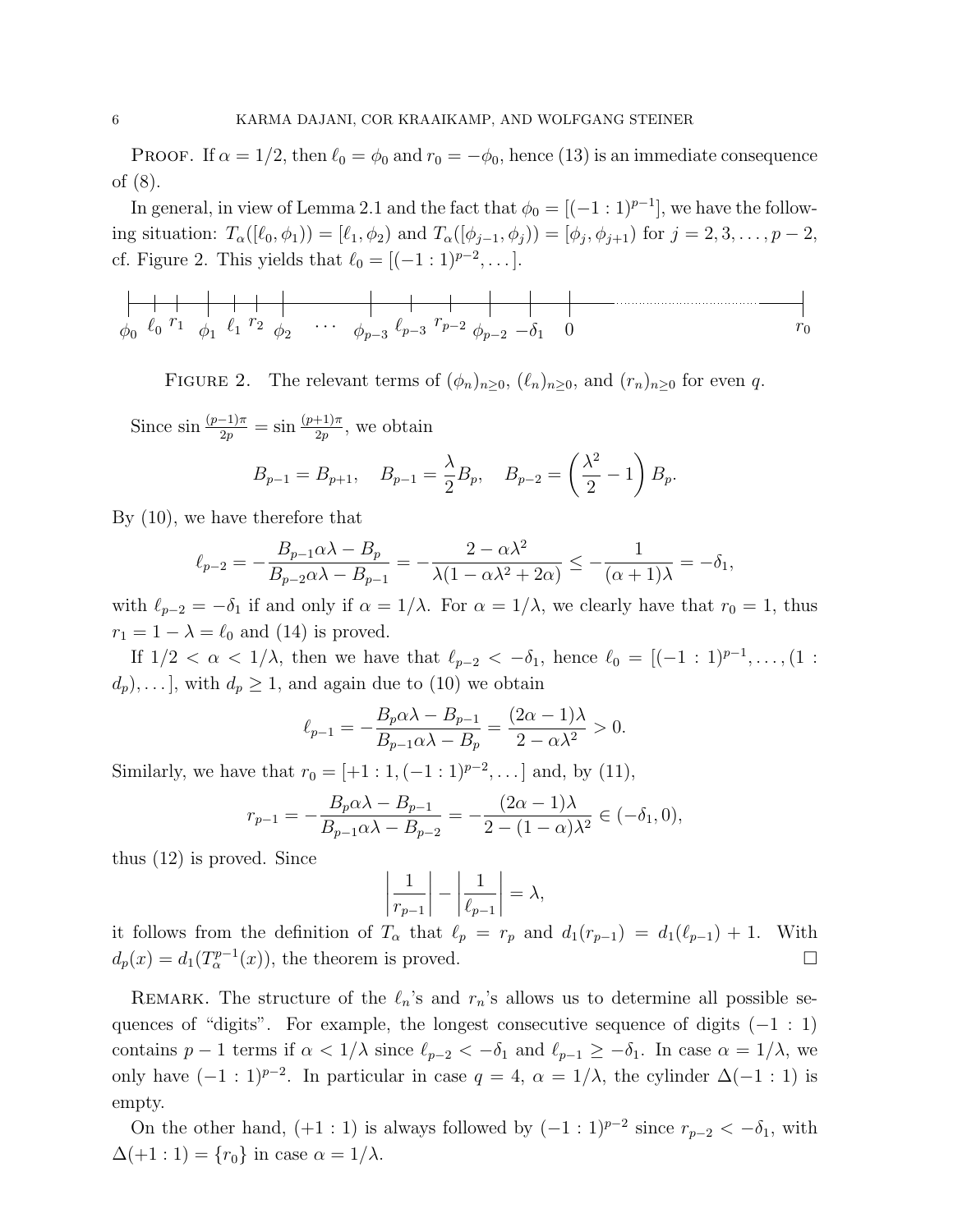PROOF. If $\alpha = 1/2$, then $\ell_0 = \phi_0$ and $r_0 = -\phi_0$, hence (13) is an immediate consequence of (8).

In general, in view of Lemma 2.1 and the fact that $\phi_0 = [(-1:1)^{p-1}]$, we have the following situation: $T_\alpha([\ell_0, \phi_1)) = [\ell_1, \phi_2)$ and $T_\alpha([\phi_{j-1}, \phi_j)) = [\phi_j, \phi_{j+1})$ for $j = 2, 3, \ldots, p-2$, cf. Figure 2. This yields that $\ell_0 = [(-1:1)^{p-2}, \ldots]$.

FIGURE 2. The relevant terms of $(\phi_n)_{n\ge 0}$, $(\ell_n)_{n\ge 0}$, and $(r_n)_{n\ge 0}$ for even $q$.

Since $\sin\frac{(p-1)\pi}{2p} = \sin\frac{(p+1)\pi}{2p}$, we obtain

$$B_{p-1} = B_{p+1}, \quad B_{p-1} = \frac{\lambda}{2}B_p, \quad B_{p-2} = \left(\frac{\lambda^2}{2} - 1\right)B_p.$$

By (10), we have therefore that

$$\ell_{p-2} = -\frac{B_{p-1}\alpha\lambda - B_p}{B_{p-2}\alpha\lambda - B_{p-1}} = -\frac{2 - \alpha\lambda^2}{\lambda(1 - \alpha\lambda^2 + 2\alpha)} \le -\frac{1}{(\alpha+1)\lambda} = -\delta_1,$$

with $\ell_{p-2} = -\delta_1$ if and only if $\alpha = 1/\lambda$. For $\alpha = 1/\lambda$, we clearly have that $r_0 = 1$, thus $r_1 = 1 - \lambda = \ell_0$ and (14) is proved.

If $1/2 < \alpha < 1/\lambda$, then we have that $\ell_{p-2} < -\delta_1$, hence $\ell_0 = [(-1:1)^{p-1}, \ldots, (1:d_p), \ldots]$, with $d_p \ge 1$, and again due to (10) we obtain

$$\ell_{p-1} = -\frac{B_p\alpha\lambda - B_{p-1}}{B_{p-1}\alpha\lambda - B_p} = \frac{(2\alpha-1)\lambda}{2 - \alpha\lambda^2} > 0.$$

Similarly, we have that $r_0 = [+1:1, (-1:1)^{p-2}, \ldots]$ and, by (11),

$$r_{p-1} = -\frac{B_p\alpha\lambda - B_{p-1}}{B_{p-1}\alpha\lambda - B_{p-2}} = -\frac{(2\alpha-1)\lambda}{2 - (1-\alpha)\lambda^2} \in (-\delta_1, 0),$$

thus (12) is proved. Since

$$\left|\frac{1}{r_{p-1}}\right| - \left|\frac{1}{\ell_{p-1}}\right| = \lambda,$$

it follows from the definition of $T_\alpha$ that $\ell_p = r_p$ and $d_1(r_{p-1}) = d_1(\ell_{p-1}) + 1$. With $d_p(x) = d_1(T_\alpha^{p-1}(x))$, the theorem is proved. □

REMARK. The structure of the $\ell_n$'s and $r_n$'s allows us to determine all possible sequences of "digits". For example, the longest consecutive sequence of digits $(-1:1)$ contains $p-1$ terms if $\alpha < 1/\lambda$ since $\ell_{p-2} < -\delta_1$ and $\ell_{p-1} \ge -\delta_1$. In case $\alpha = 1/\lambda$, we only have $(-1:1)^{p-2}$. In particular in case $q = 4$, $\alpha = 1/\lambda$, the cylinder $\Delta(-1:1)$ is empty.

On the other hand, $(+1:1)$ is always followed by $(-1:1)^{p-2}$ since $r_{p-2} < -\delta_1$, with $\Delta(+1:1) = \{r_0\}$ in case $\alpha = 1/\lambda$.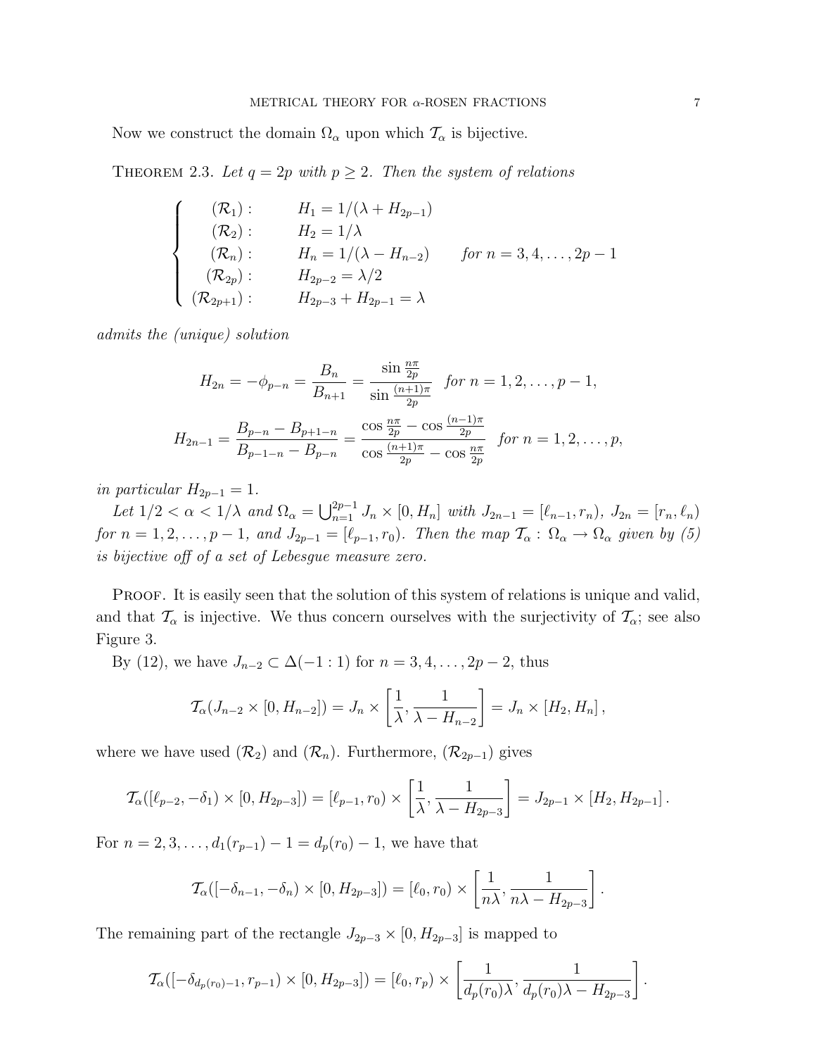Now we construct the domain $\Omega_\alpha$ upon which $\mathcal{T}_\alpha$ is bijective.

THEOREM 2.3. *Let $q = 2p$ with $p \geq 2$. Then the system of relations*

$$
\begin{cases}
(\mathcal{R}_1): & H_1 = 1/(\lambda + H_{2p-1}) \\
(\mathcal{R}_2): & H_2 = 1/\lambda \\
(\mathcal{R}_n): & H_n = 1/(\lambda - H_{n-2}) \qquad \text{for } n = 3, 4, \ldots, 2p-1 \\
(\mathcal{R}_{2p}): & H_{2p-2} = \lambda/2 \\
(\mathcal{R}_{2p+1}): & H_{2p-3} + H_{2p-1} = \lambda
\end{cases}
$$

*admits the (unique) solution*

$$
H_{2n} = -\phi_{p-n} = \frac{B_n}{B_{n+1}} = \frac{\sin \frac{n\pi}{2p}}{\sin \frac{(n+1)\pi}{2p}} \quad \text{for } n = 1, 2, \ldots, p-1,
$$

$$
H_{2n-1} = \frac{B_{p-n} - B_{p+1-n}}{B_{p-1-n} - B_{p-n}} = \frac{\cos \frac{n\pi}{2p} - \cos \frac{(n-1)\pi}{2p}}{\cos \frac{(n+1)\pi}{2p} - \cos \frac{n\pi}{2p}} \quad \text{for } n = 1, 2, \ldots, p,
$$

*in particular $H_{2p-1} = 1$.*

*Let $1/2 < \alpha < 1/\lambda$ and $\Omega_\alpha = \bigcup_{n=1}^{2p-1} J_n \times [0, H_n]$ with $J_{2n-1} = [\ell_{n-1}, r_n)$, $J_{2n} = [r_n, \ell_n)$ for $n = 1, 2, \ldots, p-1$, and $J_{2p-1} = [\ell_{p-1}, r_0)$. Then the map $\mathcal{T}_\alpha : \Omega_\alpha \to \Omega_\alpha$ given by (5) is bijective off of a set of Lebesgue measure zero.*

PROOF. It is easily seen that the solution of this system of relations is unique and valid, and that $\mathcal{T}_\alpha$ is injective. We thus concern ourselves with the surjectivity of $\mathcal{T}_\alpha$; see also Figure 3.

By (12), we have $J_{n-2} \subset \Delta(-1:1)$ for $n = 3, 4, \ldots, 2p-2$, thus

$$
\mathcal{T}_\alpha(J_{n-2} \times [0, H_{n-2}]) = J_n \times \left[\frac{1}{\lambda}, \frac{1}{\lambda - H_{n-2}}\right] = J_n \times [H_2, H_n],
$$

where we have used $(\mathcal{R}_2)$ and $(\mathcal{R}_n)$. Furthermore, $(\mathcal{R}_{2p-1})$ gives

$$
\mathcal{T}_\alpha([\ell_{p-2}, -\delta_1) \times [0, H_{2p-3}]) = [\ell_{p-1}, r_0) \times \left[\frac{1}{\lambda}, \frac{1}{\lambda - H_{2p-3}}\right] = J_{2p-1} \times [H_2, H_{2p-1}].
$$

For $n = 2, 3, \ldots, d_1(r_{p-1}) - 1 = d_p(r_0) - 1$, we have that

$$
\mathcal{T}_\alpha([-\delta_{n-1}, -\delta_n) \times [0, H_{2p-3}]) = [\ell_0, r_0) \times \left[\frac{1}{n\lambda}, \frac{1}{n\lambda - H_{2p-3}}\right].
$$

The remaining part of the rectangle $J_{2p-3} \times [0, H_{2p-3}]$ is mapped to

$$
\mathcal{T}_\alpha([-\delta_{d_p(r_0)-1}, r_{p-1}) \times [0, H_{2p-3}]) = [\ell_0, r_p) \times \left[\frac{1}{d_p(r_0)\lambda}, \frac{1}{d_p(r_0)\lambda - H_{2p-3}}\right].
$$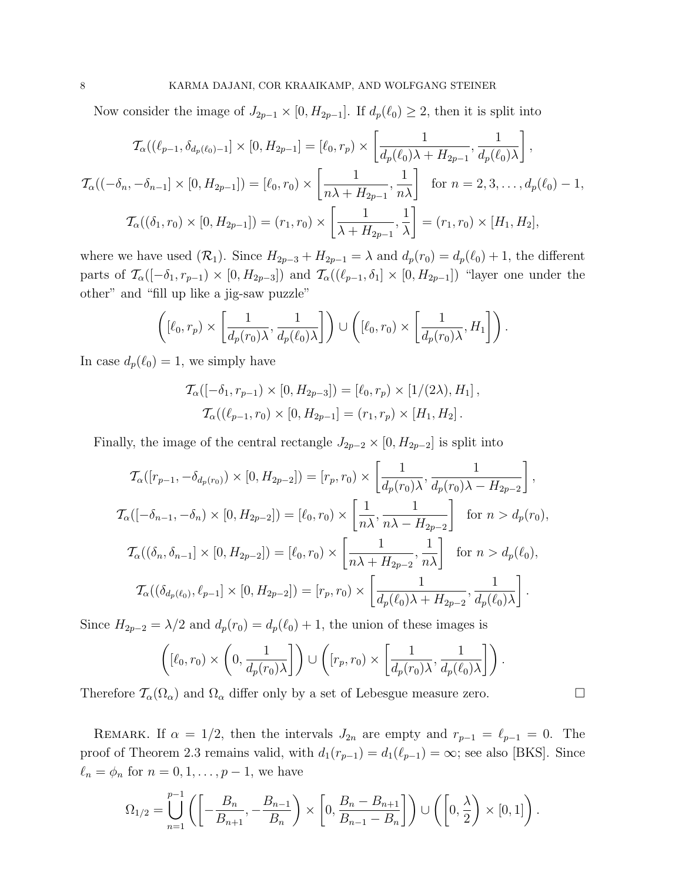Now consider the image of $J_{2p-1} \times [0, H_{2p-1}]$. If $d_p(\ell_0) \geq 2$, then it is split into

$$\mathcal{T}_\alpha((\ell_{p-1}, \delta_{d_p(\ell_0)-1}] \times [0, H_{2p-1}] = [\ell_0, r_p) \times \left[\frac{1}{d_p(\ell_0)\lambda + H_{2p-1}}, \frac{1}{d_p(\ell_0)\lambda}\right],$$

$$\mathcal{T}_\alpha((-\delta_n, -\delta_{n-1}] \times [0, H_{2p-1}]) = [\ell_0, r_0) \times \left[\frac{1}{n\lambda + H_{2p-1}}, \frac{1}{n\lambda}\right] \quad \text{for } n = 2, 3, \ldots, d_p(\ell_0) - 1,$$

$$\mathcal{T}_\alpha((\delta_1, r_0) \times [0, H_{2p-1}]) = (r_1, r_0) \times \left[\frac{1}{\lambda + H_{2p-1}}, \frac{1}{\lambda}\right] = (r_1, r_0) \times [H_1, H_2],$$

where we have used $(\mathcal{R}_1)$. Since $H_{2p-3} + H_{2p-1} = \lambda$ and $d_p(r_0) = d_p(\ell_0) + 1$, the different parts of $\mathcal{T}_\alpha([-\delta_1, r_{p-1}) \times [0, H_{2p-3}])$ and $\mathcal{T}_\alpha((\ell_{p-1}, \delta_1] \times [0, H_{2p-1}])$ "layer one under the other" and "fill up like a jig-saw puzzle"

$$\left([\ell_0, r_p) \times \left[\frac{1}{d_p(r_0)\lambda}, \frac{1}{d_p(\ell_0)\lambda}\right]\right) \cup \left([\ell_0, r_0) \times \left[\frac{1}{d_p(r_0)\lambda}, H_1\right]\right).$$

In case $d_p(\ell_0) = 1$, we simply have

$$\mathcal{T}_\alpha([-\delta_1, r_{p-1}) \times [0, H_{2p-3}]) = [\ell_0, r_p) \times [1/(2\lambda), H_1],$$
$$\mathcal{T}_\alpha((\ell_{p-1}, r_0) \times [0, H_{2p-1}] = (r_1, r_p) \times [H_1, H_2].$$

Finally, the image of the central rectangle $J_{2p-2} \times [0, H_{2p-2}]$ is split into

$$\mathcal{T}_\alpha([r_{p-1}, -\delta_{d_p(r_0)}) \times [0, H_{2p-2}]) = [r_p, r_0) \times \left[\frac{1}{d_p(r_0)\lambda}, \frac{1}{d_p(r_0)\lambda - H_{2p-2}}\right],$$

$$\mathcal{T}_\alpha([-\delta_{n-1}, -\delta_n) \times [0, H_{2p-2}]) = [\ell_0, r_0) \times \left[\frac{1}{n\lambda}, \frac{1}{n\lambda - H_{2p-2}}\right] \quad \text{for } n > d_p(r_0),$$

$$\mathcal{T}_\alpha((\delta_n, \delta_{n-1}] \times [0, H_{2p-2}]) = [\ell_0, r_0) \times \left[\frac{1}{n\lambda + H_{2p-2}}, \frac{1}{n\lambda}\right] \quad \text{for } n > d_p(\ell_0),$$

$$\mathcal{T}_\alpha((\delta_{d_p(\ell_0)}, \ell_{p-1}] \times [0, H_{2p-2}]) = [r_p, r_0) \times \left[\frac{1}{d_p(\ell_0)\lambda + H_{2p-2}}, \frac{1}{d_p(\ell_0)\lambda}\right].$$

Since $H_{2p-2} = \lambda/2$ and $d_p(r_0) = d_p(\ell_0) + 1$, the union of these images is

$$\left([\ell_0, r_0) \times \left(0, \frac{1}{d_p(r_0)\lambda}\right]\right) \cup \left([r_p, r_0) \times \left[\frac{1}{d_p(r_0)\lambda}, \frac{1}{d_p(\ell_0)\lambda}\right]\right).$$

Therefore $\mathcal{T}_\alpha(\Omega_\alpha)$ and $\Omega_\alpha$ differ only by a set of Lebesgue measure zero. □

REMARK. If $\alpha = 1/2$, then the intervals $J_{2n}$ are empty and $r_{p-1} = \ell_{p-1} = 0$. The proof of Theorem 2.3 remains valid, with $d_1(r_{p-1}) = d_1(\ell_{p-1}) = \infty$; see also [BKS]. Since $\ell_n = \phi_n$ for $n = 0, 1, \ldots, p-1$, we have

$$\Omega_{1/2} = \bigcup_{n=1}^{p-1} \left(\left[-\frac{B_n}{B_{n+1}}, -\frac{B_{n-1}}{B_n}\right) \times \left[0, \frac{B_n - B_{n+1}}{B_{n-1} - B_n}\right]\right) \cup \left(\left[0, \frac{\lambda}{2}\right) \times [0, 1]\right).$$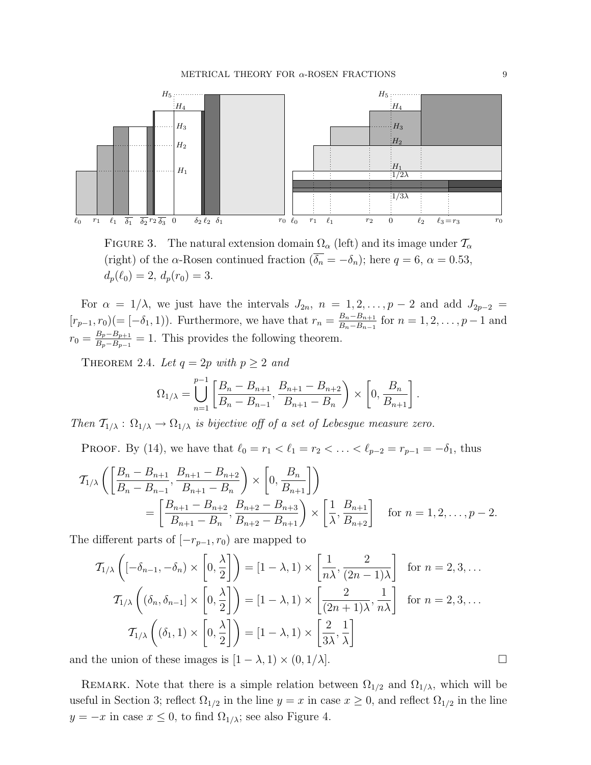FIGURE 3. The natural extension domain $\Omega_\alpha$ (left) and its image under $\mathcal{T}_\alpha$ (right) of the $\alpha$-Rosen continued fraction ($\overline{\delta_n} = -\delta_n$); here $q = 6$, $\alpha = 0.53$, $d_p(\ell_0) = 2$, $d_p(r_0) = 3$.

For $\alpha = 1/\lambda$, we just have the intervals $J_{2n}$, $n = 1, 2, \ldots, p-2$ and add $J_{2p-2} = [r_{p-1}, r_0)(= [-\delta_1, 1))$. Furthermore, we have that $r_n = \frac{B_n - B_{n+1}}{B_n - B_{n-1}}$ for $n = 1, 2, \ldots, p-1$ and $r_0 = \frac{B_p - B_{p+1}}{B_p - B_{p-1}} = 1$. This provides the following theorem.

THEOREM 2.4. *Let $q = 2p$ with $p \geq 2$ and*

$$\Omega_{1/\lambda} = \bigcup_{n=1}^{p-1} \left[ \frac{B_n - B_{n+1}}{B_n - B_{n-1}}, \frac{B_{n+1} - B_{n+2}}{B_{n+1} - B_n} \right) \times \left[ 0, \frac{B_n}{B_{n+1}} \right].$$

*Then $\mathcal{T}_{1/\lambda} : \Omega_{1/\lambda} \to \Omega_{1/\lambda}$ is bijective off of a set of Lebesgue measure zero.*

PROOF. By (14), we have that $\ell_0 = r_1 < \ell_1 = r_2 < \ldots < \ell_{p-2} = r_{p-1} = -\delta_1$, thus

$$\mathcal{T}_{1/\lambda} \left( \left[ \frac{B_n - B_{n+1}}{B_n - B_{n-1}}, \frac{B_{n+1} - B_{n+2}}{B_{n+1} - B_n} \right) \times \left[ 0, \frac{B_n}{B_{n+1}} \right] \right)$$
$$= \left[ \frac{B_{n+1} - B_{n+2}}{B_{n+1} - B_n}, \frac{B_{n+2} - B_{n+3}}{B_{n+2} - B_{n+1}} \right) \times \left[ \frac{1}{\lambda}, \frac{B_{n+1}}{B_{n+2}} \right] \quad \text{for } n = 1, 2, \ldots, p-2.$$

The different parts of $[-r_{p-1}, r_0)$ are mapped to

$$\mathcal{T}_{1/\lambda} \left( [-\delta_{n-1}, -\delta_n) \times \left[ 0, \frac{\lambda}{2} \right] \right) = [1 - \lambda, 1) \times \left[ \frac{1}{n\lambda}, \frac{2}{(2n-1)\lambda} \right] \quad \text{for } n = 2, 3, \ldots$$

$$\mathcal{T}_{1/\lambda} \left( (\delta_n, \delta_{n-1}] \times \left[ 0, \frac{\lambda}{2} \right] \right) = [1 - \lambda, 1) \times \left[ \frac{2}{(2n+1)\lambda}, \frac{1}{n\lambda} \right] \quad \text{for } n = 2, 3, \ldots$$

$$\mathcal{T}_{1/\lambda} \left( (\delta_1, 1) \times \left[ 0, \frac{\lambda}{2} \right] \right) = [1 - \lambda, 1) \times \left[ \frac{2}{3\lambda}, \frac{1}{\lambda} \right]$$

and the union of these images is $[1 - \lambda, 1) \times (0, 1/\lambda]$. $\square$

REMARK. Note that there is a simple relation between $\Omega_{1/2}$ and $\Omega_{1/\lambda}$, which will be useful in Section 3; reflect $\Omega_{1/2}$ in the line $y = x$ in case $x \geq 0$, and reflect $\Omega_{1/2}$ in the line $y = -x$ in case $x \leq 0$, to find $\Omega_{1/\lambda}$; see also Figure 4.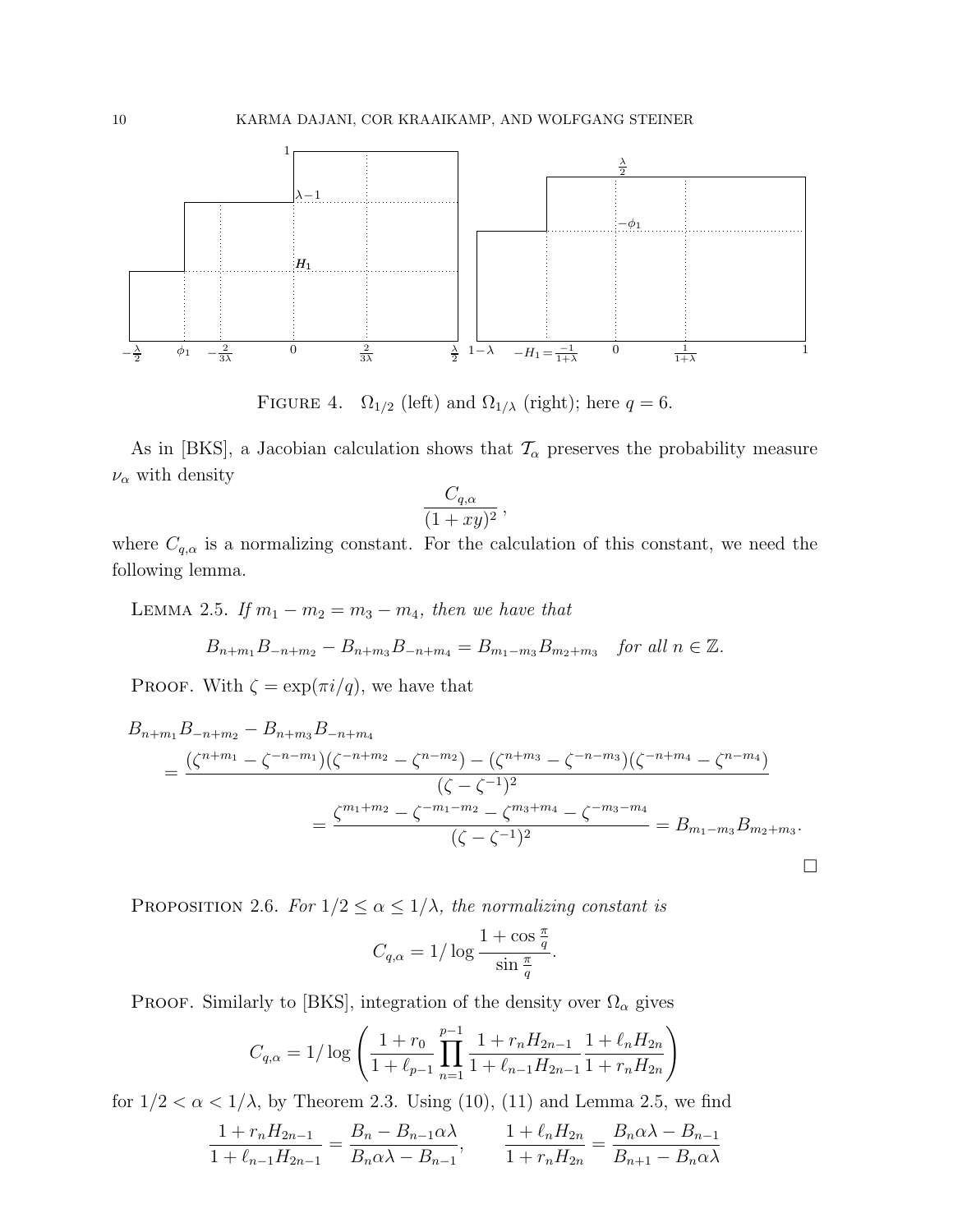FIGURE 4. $\Omega_{1/2}$ (left) and $\Omega_{1/\lambda}$ (right); here $q = 6$.

As in [BKS], a Jacobian calculation shows that $\mathcal{T}_\alpha$ preserves the probability measure $\nu_\alpha$ with density

$$\frac{C_{q,\alpha}}{(1+xy)^2},$$

where $C_{q,\alpha}$ is a normalizing constant. For the calculation of this constant, we need the following lemma.

LEMMA 2.5. *If $m_1 - m_2 = m_3 - m_4$, then we have that*

$$B_{n+m_1}B_{-n+m_2} - B_{n+m_3}B_{-n+m_4} = B_{m_1-m_3}B_{m_2+m_3} \quad \textit{for all } n \in \mathbb{Z}.$$

PROOF. With $\zeta = \exp(\pi i/q)$, we have that

$$\begin{aligned}
&B_{n+m_1}B_{-n+m_2} - B_{n+m_3}B_{-n+m_4} \\
&\quad = \frac{(\zeta^{n+m_1} - \zeta^{-n-m_1})(\zeta^{-n+m_2} - \zeta^{n-m_2}) - (\zeta^{n+m_3} - \zeta^{-n-m_3})(\zeta^{-n+m_4} - \zeta^{n-m_4})}{(\zeta - \zeta^{-1})^2} \\
&\quad = \frac{\zeta^{m_1+m_2} - \zeta^{-m_1-m_2} - \zeta^{m_3+m_4} - \zeta^{-m_3-m_4}}{(\zeta - \zeta^{-1})^2} = B_{m_1-m_3}B_{m_2+m_3}.
\end{aligned}$$

□

PROPOSITION 2.6. *For $1/2 \le \alpha \le 1/\lambda$, the normalizing constant is*

$$C_{q,\alpha} = 1/\log \frac{1+\cos\frac{\pi}{q}}{\sin\frac{\pi}{q}}.$$

PROOF. Similarly to [BKS], integration of the density over $\Omega_\alpha$ gives

$$C_{q,\alpha} = 1/\log\left(\frac{1+r_0}{1+\ell_{p-1}}\prod_{n=1}^{p-1}\frac{1+r_nH_{2n-1}}{1+\ell_{n-1}H_{2n-1}}\frac{1+\ell_nH_{2n}}{1+r_nH_{2n}}\right)$$

for $1/2 < \alpha < 1/\lambda$, by Theorem 2.3. Using (10), (11) and Lemma 2.5, we find

$$\frac{1+r_nH_{2n-1}}{1+\ell_{n-1}H_{2n-1}} = \frac{B_n - B_{n-1}\alpha\lambda}{B_n\alpha\lambda - B_{n-1}}, \qquad \frac{1+\ell_nH_{2n}}{1+r_nH_{2n}} = \frac{B_n\alpha\lambda - B_{n-1}}{B_{n+1} - B_n\alpha\lambda}$$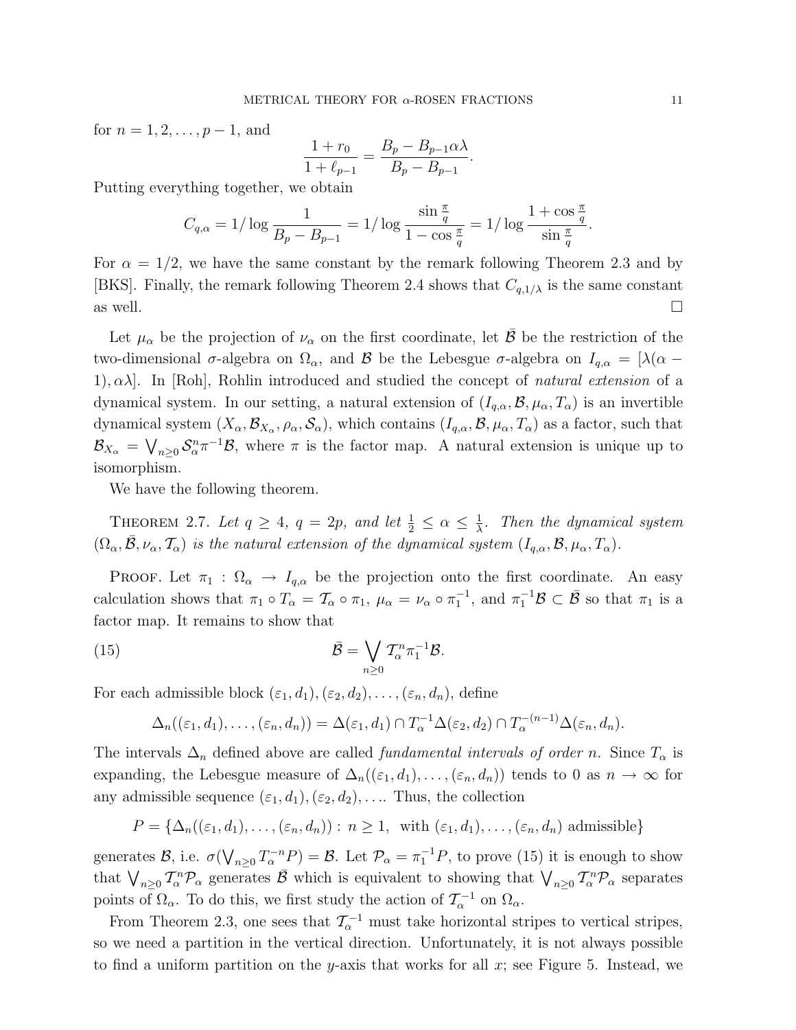for $n = 1, 2, \ldots, p-1$, and

$$\frac{1+r_0}{1+\ell_{p-1}} = \frac{B_p - B_{p-1}\alpha\lambda}{B_p - B_{p-1}}.$$

Putting everything together, we obtain

$$C_{q,\alpha} = 1/\log\frac{1}{B_p - B_{p-1}} = 1/\log\frac{\sin\frac{\pi}{q}}{1-\cos\frac{\pi}{q}} = 1/\log\frac{1+\cos\frac{\pi}{q}}{\sin\frac{\pi}{q}}.$$

For $\alpha = 1/2$, we have the same constant by the remark following Theorem 2.3 and by [BKS]. Finally, the remark following Theorem 2.4 shows that $C_{q,1/\lambda}$ is the same constant as well. $\square$

Let $\mu_\alpha$ be the projection of $\nu_\alpha$ on the first coordinate, let $\bar{\mathcal{B}}$ be the restriction of the two-dimensional $\sigma$-algebra on $\Omega_\alpha$, and $\mathcal{B}$ be the Lebesgue $\sigma$-algebra on $I_{q,\alpha} = [\lambda(\alpha - 1), \alpha\lambda]$. In [Roh], Rohlin introduced and studied the concept of *natural extension* of a dynamical system. In our setting, a natural extension of $(I_{q,\alpha}, \mathcal{B}, \mu_\alpha, T_\alpha)$ is an invertible dynamical system $(X_\alpha, \mathcal{B}_{X_\alpha}, \rho_\alpha, \mathcal{S}_\alpha)$, which contains $(I_{q,\alpha}, \mathcal{B}, \mu_\alpha, T_\alpha)$ as a factor, such that $\mathcal{B}_{X_\alpha} = \bigvee_{n\geq 0} \mathcal{S}_\alpha^n \pi^{-1}\mathcal{B}$, where $\pi$ is the factor map. A natural extension is unique up to isomorphism.

We have the following theorem.

THEOREM 2.7. *Let $q \geq 4$, $q = 2p$, and let $\frac{1}{2} \leq \alpha \leq \frac{1}{\lambda}$. Then the dynamical system $(\Omega_\alpha, \bar{\mathcal{B}}, \nu_\alpha, \mathcal{T}_\alpha)$ is the natural extension of the dynamical system $(I_{q,\alpha}, \mathcal{B}, \mu_\alpha, T_\alpha)$.*

PROOF. Let $\pi_1 : \Omega_\alpha \to I_{q,\alpha}$ be the projection onto the first coordinate. An easy calculation shows that $\pi_1 \circ T_\alpha = \mathcal{T}_\alpha \circ \pi_1$, $\mu_\alpha = \nu_\alpha \circ \pi_1^{-1}$, and $\pi_1^{-1}\mathcal{B} \subset \bar{\mathcal{B}}$ so that $\pi_1$ is a factor map. It remains to show that

$$\bar{\mathcal{B}} = \bigvee_{n\geq 0} \mathcal{T}_\alpha^n \pi_1^{-1}\mathcal{B}. \tag{15}$$

For each admissible block $(\varepsilon_1, d_1), (\varepsilon_2, d_2), \ldots, (\varepsilon_n, d_n)$, define

$$\Delta_n((\varepsilon_1, d_1), \ldots, (\varepsilon_n, d_n)) = \Delta(\varepsilon_1, d_1) \cap T_\alpha^{-1}\Delta(\varepsilon_2, d_2) \cap T_\alpha^{-(n-1)}\Delta(\varepsilon_n, d_n).$$

The intervals $\Delta_n$ defined above are called *fundamental intervals of order n*. Since $T_\alpha$ is expanding, the Lebesgue measure of $\Delta_n((\varepsilon_1, d_1), \ldots, (\varepsilon_n, d_n))$ tends to 0 as $n \to \infty$ for any admissible sequence $(\varepsilon_1, d_1), (\varepsilon_2, d_2), \ldots$. Thus, the collection

$$P = \{\Delta_n((\varepsilon_1, d_1), \ldots, (\varepsilon_n, d_n)) : n \geq 1, \text{ with } (\varepsilon_1, d_1), \ldots, (\varepsilon_n, d_n) \text{ admissible}\}$$

generates $\mathcal{B}$, i.e. $\sigma(\bigvee_{n\geq 0} T_\alpha^{-n} P) = \mathcal{B}$. Let $\mathcal{P}_\alpha = \pi_1^{-1}P$, to prove (15) it is enough to show that $\bigvee_{n\geq 0} \mathcal{T}_\alpha^n \mathcal{P}_\alpha$ generates $\bar{\mathcal{B}}$ which is equivalent to showing that $\bigvee_{n\geq 0} \mathcal{T}_\alpha^n \mathcal{P}_\alpha$ separates points of $\Omega_\alpha$. To do this, we first study the action of $\mathcal{T}_\alpha^{-1}$ on $\Omega_\alpha$.

From Theorem 2.3, one sees that $\mathcal{T}_\alpha^{-1}$ must take horizontal stripes to vertical stripes, so we need a partition in the vertical direction. Unfortunately, it is not always possible to find a uniform partition on the $y$-axis that works for all $x$; see Figure 5. Instead, we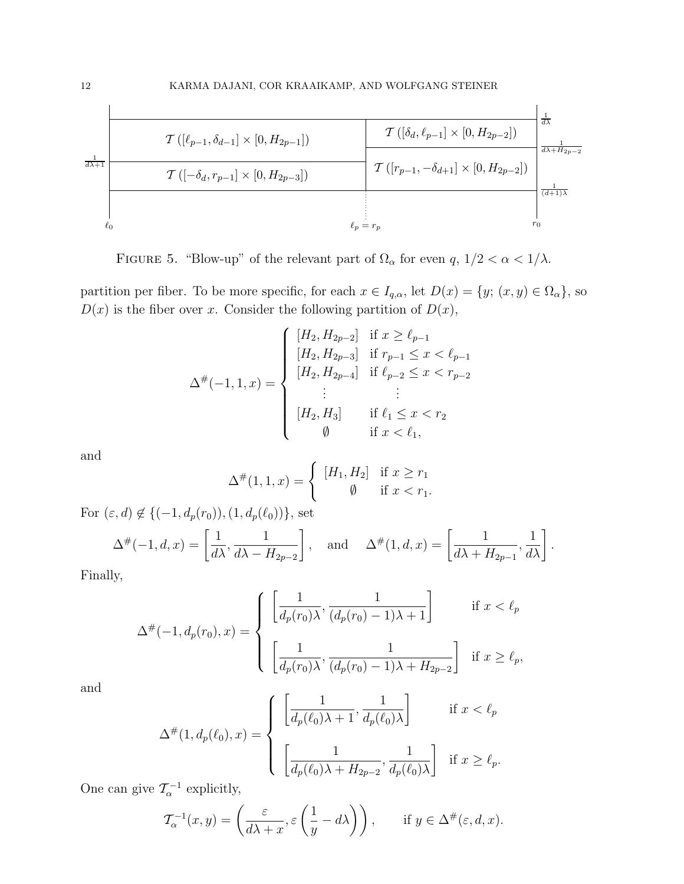FIGURE 5. "Blow-up" of the relevant part of $\Omega_\alpha$ for even $q$, $1/2 < \alpha < 1/\lambda$.

partition per fiber. To be more specific, for each $x \in I_{q,\alpha}$, let $D(x) = \{y;\ (x,y) \in \Omega_\alpha\}$, so $D(x)$ is the fiber over $x$. Consider the following partition of $D(x)$,

$$\Delta^\#(-1,1,x) = \begin{cases} [H_2, H_{2p-2}] & \text{if } x \geq \ell_{p-1} \\ [H_2, H_{2p-3}] & \text{if } r_{p-1} \leq x < \ell_{p-1} \\ [H_2, H_{2p-4}] & \text{if } \ell_{p-2} \leq x < r_{p-2} \\ \quad\vdots & \qquad\vdots \\ [H_2, H_3] & \text{if } \ell_1 \leq x < r_2 \\ \quad\emptyset & \text{if } x < \ell_1, \end{cases}$$

and

$$\Delta^\#(1,1,x) = \begin{cases} [H_1, H_2] & \text{if } x \geq r_1 \\ \quad\emptyset & \text{if } x < r_1. \end{cases}$$

For $(\varepsilon, d) \notin \{(-1, d_p(r_0)), (1, d_p(\ell_0))\}$, set

$$\Delta^\#(-1,d,x) = \left[\frac{1}{d\lambda}, \frac{1}{d\lambda - H_{2p-2}}\right], \quad \text{and} \quad \Delta^\#(1,d,x) = \left[\frac{1}{d\lambda + H_{2p-1}}, \frac{1}{d\lambda}\right].$$

Finally,

$$\Delta^\#(-1, d_p(r_0), x) = \begin{cases} \left[\dfrac{1}{d_p(r_0)\lambda}, \dfrac{1}{(d_p(r_0)-1)\lambda + 1}\right] & \text{if } x < \ell_p \\[2ex] \left[\dfrac{1}{d_p(r_0)\lambda}, \dfrac{1}{(d_p(r_0)-1)\lambda + H_{2p-2}}\right] & \text{if } x \geq \ell_p, \end{cases}$$

and

$$\Delta^\#(1, d_p(\ell_0), x) = \begin{cases} \left[\dfrac{1}{d_p(\ell_0)\lambda + 1}, \dfrac{1}{d_p(\ell_0)\lambda}\right] & \text{if } x < \ell_p \\[2ex] \left[\dfrac{1}{d_p(\ell_0)\lambda + H_{2p-2}}, \dfrac{1}{d_p(\ell_0)\lambda}\right] & \text{if } x \geq \ell_p. \end{cases}$$

One can give $\mathcal{T}_\alpha^{-1}$ explicitly,

$$\mathcal{T}_\alpha^{-1}(x,y) = \left(\frac{\varepsilon}{d\lambda + x}, \varepsilon\left(\frac{1}{y} - d\lambda\right)\right), \qquad \text{if } y \in \Delta^\#(\varepsilon, d, x).$$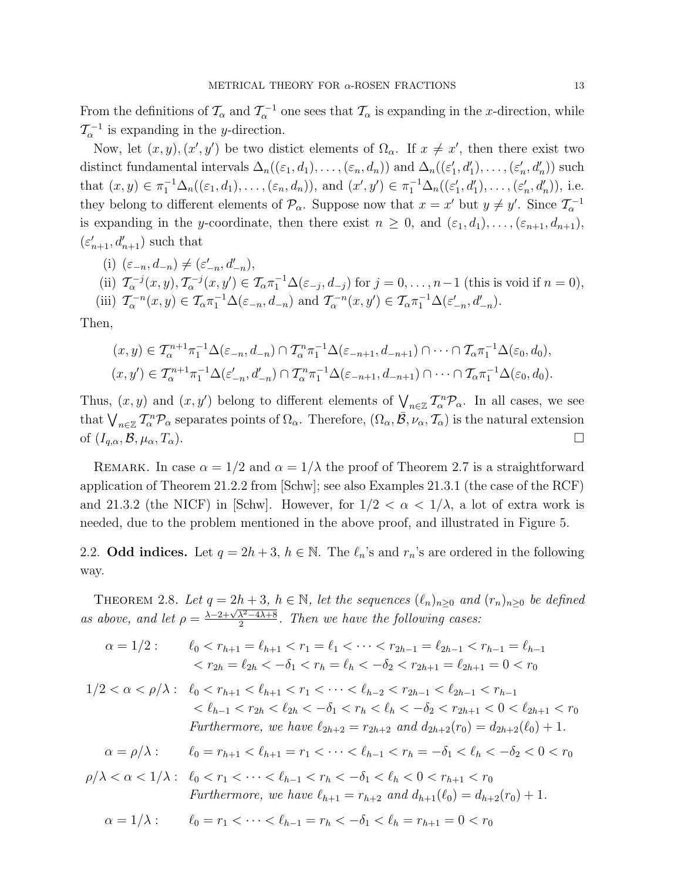From the definitions of $\mathcal{T}_\alpha$ and $\mathcal{T}_\alpha^{-1}$ one sees that $\mathcal{T}_\alpha$ is expanding in the $x$-direction, while $\mathcal{T}_\alpha^{-1}$ is expanding in the $y$-direction.

Now, let $(x,y),(x',y')$ be two distict elements of $\Omega_\alpha$. If $x \neq x'$, then there exist two distinct fundamental intervals $\Delta_n((\varepsilon_1,d_1),\ldots,(\varepsilon_n,d_n))$ and $\Delta_n((\varepsilon_1',d_1'),\ldots,(\varepsilon_n',d_n'))$ such that $(x,y) \in \pi_1^{-1}\Delta_n((\varepsilon_1,d_1),\ldots,(\varepsilon_n,d_n))$, and $(x',y') \in \pi_1^{-1}\Delta_n((\varepsilon_1',d_1'),\ldots,(\varepsilon_n',d_n'))$, i.e. they belong to different elements of $\mathcal{P}_\alpha$. Suppose now that $x = x'$ but $y \neq y'$. Since $\mathcal{T}_\alpha^{-1}$ is expanding in the $y$-coordinate, then there exist $n \geq 0$, and $(\varepsilon_1,d_1),\ldots,(\varepsilon_{n+1},d_{n+1})$, $(\varepsilon_{n+1}',d_{n+1}')$ such that

(i) $(\varepsilon_{-n},d_{-n}) \neq (\varepsilon_{-n}',d_{-n}')$,

(ii) $\mathcal{T}_\alpha^{-j}(x,y), \mathcal{T}_\alpha^{-j}(x,y') \in \mathcal{T}_\alpha\pi_1^{-1}\Delta(\varepsilon_{-j},d_{-j})$ for $j=0,\ldots,n-1$ (this is void if $n=0$),

(iii) $\mathcal{T}_\alpha^{-n}(x,y) \in \mathcal{T}_\alpha\pi_1^{-1}\Delta(\varepsilon_{-n},d_{-n})$ and $\mathcal{T}_\alpha^{-n}(x,y') \in \mathcal{T}_\alpha\pi_1^{-1}\Delta(\varepsilon_{-n}',d_{-n}')$.

Then,

$$
\begin{aligned}
(x,y) &\in \mathcal{T}_\alpha^{n+1}\pi_1^{-1}\Delta(\varepsilon_{-n},d_{-n}) \cap \mathcal{T}_\alpha^{n}\pi_1^{-1}\Delta(\varepsilon_{-n+1},d_{-n+1}) \cap \cdots \cap \mathcal{T}_\alpha\pi_1^{-1}\Delta(\varepsilon_0,d_0),\\
(x,y') &\in \mathcal{T}_\alpha^{n+1}\pi_1^{-1}\Delta(\varepsilon_{-n}',d_{-n}') \cap \mathcal{T}_\alpha^{n}\pi_1^{-1}\Delta(\varepsilon_{-n+1},d_{-n+1}) \cap \cdots \cap \mathcal{T}_\alpha\pi_1^{-1}\Delta(\varepsilon_0,d_0).
\end{aligned}
$$

Thus, $(x,y)$ and $(x,y')$ belong to different elements of $\bigvee_{n\in\mathbb{Z}}\mathcal{T}_\alpha^n\mathcal{P}_\alpha$. In all cases, we see that $\bigvee_{n\in\mathbb{Z}}\mathcal{T}_\alpha^n\mathcal{P}_\alpha$ separates points of $\Omega_\alpha$. Therefore, $(\Omega_\alpha,\bar{\mathcal{B}},\nu_\alpha,\mathcal{T}_\alpha)$ is the natural extension of $(I_{q,\alpha},\mathcal{B},\mu_\alpha,T_\alpha)$. $\square$

Remark. In case $\alpha = 1/2$ and $\alpha = 1/\lambda$ the proof of Theorem 2.7 is a straightforward application of Theorem 21.2.2 from [Schw]; see also Examples 21.3.1 (the case of the RCF) and 21.3.2 (the NICF) in [Schw]. However, for $1/2 < \alpha < 1/\lambda$, a lot of extra work is needed, due to the problem mentioned in the above proof, and illustrated in Figure 5.

## 2.2. **Odd indices.**

Let $q = 2h+3$, $h \in \mathbb{N}$. The $\ell_n$'s and $r_n$'s are ordered in the following way.

Theorem 2.8. *Let $q = 2h+3$, $h \in \mathbb{N}$, let the sequences $(\ell_n)_{n\geq 0}$ and $(r_n)_{n\geq 0}$ be defined as above, and let $\rho = \frac{\lambda - 2 + \sqrt{\lambda^2 - 4\lambda + 8}}{2}$. Then we have the following cases:*

$\alpha = 1/2:$
$$
\begin{aligned}
&\ell_0 < r_{h+1} = \ell_{h+1} < r_1 = \ell_1 < \cdots < r_{2h-1} = \ell_{2h-1} < r_{h-1} = \ell_{h-1}\\
&< r_{2h} = \ell_{2h} < -\delta_1 < r_h = \ell_h < -\delta_2 < r_{2h+1} = \ell_{2h+1} = 0 < r_0
\end{aligned}
$$

$1/2 < \alpha < \rho/\lambda:$
$$
\begin{aligned}
&\ell_0 < r_{h+1} < \ell_{h+1} < r_1 < \cdots < \ell_{h-2} < r_{2h-1} < \ell_{2h-1} < r_{h-1}\\
&< \ell_{h-1} < r_{2h} < \ell_{2h} < -\delta_1 < r_h < \ell_h < -\delta_2 < r_{2h+1} < 0 < \ell_{2h+1} < r_0
\end{aligned}
$$
*Furthermore, we have $\ell_{2h+2} = r_{2h+2}$ and $d_{2h+2}(r_0) = d_{2h+2}(\ell_0) + 1$.*

$\alpha = \rho/\lambda:$
$$
\ell_0 = r_{h+1} < \ell_{h+1} = r_1 < \cdots < \ell_{h-1} < r_h = -\delta_1 < \ell_h < -\delta_2 < 0 < r_0
$$

$\rho/\lambda < \alpha < 1/\lambda:$
$$
\ell_0 < r_1 < \cdots < \ell_{h-1} < r_h < -\delta_1 < \ell_h < 0 < r_{h+1} < r_0
$$
*Furthermore, we have $\ell_{h+1} = r_{h+2}$ and $d_{h+1}(\ell_0) = d_{h+2}(r_0) + 1$.*

$\alpha = 1/\lambda:$
$$
\ell_0 = r_1 < \cdots < \ell_{h-1} = r_h < -\delta_1 < \ell_h = r_{h+1} = 0 < r_0
$$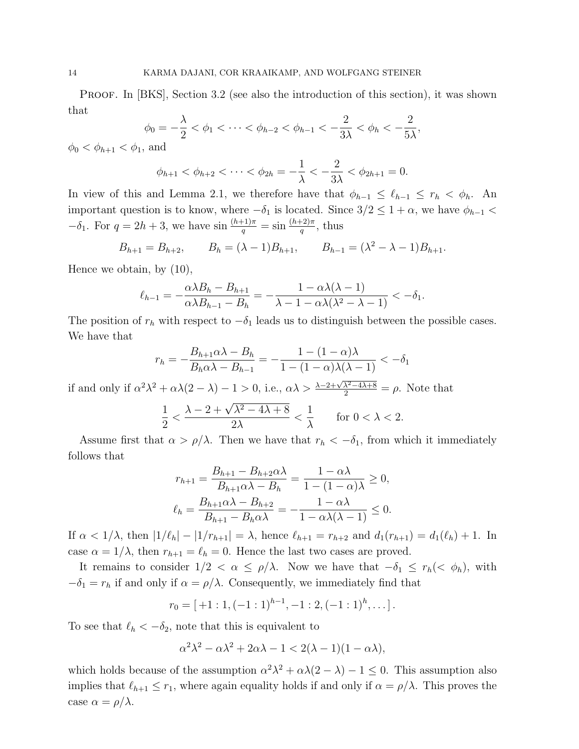Proof. In [BKS], Section 3.2 (see also the introduction of this section), it was shown that

$$\phi_0 = -\frac{\lambda}{2} < \phi_1 < \cdots < \phi_{h-2} < \phi_{h-1} < -\frac{2}{3\lambda} < \phi_h < -\frac{2}{5\lambda},$$

$\phi_0 < \phi_{h+1} < \phi_1$, and

$$\phi_{h+1} < \phi_{h+2} < \cdots < \phi_{2h} = -\frac{1}{\lambda} < -\frac{2}{3\lambda} < \phi_{2h+1} = 0.$$

In view of this and Lemma 2.1, we therefore have that $\phi_{h-1} \leq \ell_{h-1} \leq r_h < \phi_h$. An important question is to know, where $-\delta_1$ is located. Since $3/2 \leq 1+\alpha$, we have $\phi_{h-1} < -\delta_1$. For $q = 2h+3$, we have $\sin\frac{(h+1)\pi}{q} = \sin\frac{(h+2)\pi}{q}$, thus

$$B_{h+1} = B_{h+2}, \qquad B_h = (\lambda-1)B_{h+1}, \qquad B_{h-1} = (\lambda^2-\lambda-1)B_{h+1}.$$

Hence we obtain, by (10),

$$\ell_{h-1} = -\frac{\alpha\lambda B_h - B_{h+1}}{\alpha\lambda B_{h-1} - B_h} = -\frac{1-\alpha\lambda(\lambda-1)}{\lambda-1-\alpha\lambda(\lambda^2-\lambda-1)} < -\delta_1.$$

The position of $r_h$ with respect to $-\delta_1$ leads us to distinguish between the possible cases. We have that

$$r_h = -\frac{B_{h+1}\alpha\lambda - B_h}{B_h\alpha\lambda - B_{h-1}} = -\frac{1-(1-\alpha)\lambda}{1-(1-\alpha)\lambda(\lambda-1)} < -\delta_1$$

if and only if $\alpha^2\lambda^2 + \alpha\lambda(2-\lambda) - 1 > 0$, i.e., $\alpha\lambda > \frac{\lambda-2+\sqrt{\lambda^2-4\lambda+8}}{2} = \rho$. Note that

$$\frac{1}{2} < \frac{\lambda-2+\sqrt{\lambda^2-4\lambda+8}}{2\lambda} < \frac{1}{\lambda} \qquad \text{for } 0<\lambda<2.$$

Assume first that $\alpha > \rho/\lambda$. Then we have that $r_h < -\delta_1$, from which it immediately follows that

$$r_{h+1} = \frac{B_{h+1} - B_{h+2}\alpha\lambda}{B_{h+1}\alpha\lambda - B_h} = \frac{1-\alpha\lambda}{1-(1-\alpha)\lambda} \geq 0,$$

$$\ell_h = \frac{B_{h+1}\alpha\lambda - B_{h+2}}{B_{h+1} - B_h\alpha\lambda} = -\frac{1-\alpha\lambda}{1-\alpha\lambda(\lambda-1)} \leq 0.$$

If $\alpha < 1/\lambda$, then $|1/\ell_h| - |1/r_{h+1}| = \lambda$, hence $\ell_{h+1} = r_{h+2}$ and $d_1(r_{h+1}) = d_1(\ell_h)+1$. In case $\alpha = 1/\lambda$, then $r_{h+1} = \ell_h = 0$. Hence the last two cases are proved.

It remains to consider $1/2 < \alpha \leq \rho/\lambda$. Now we have that $-\delta_1 \leq r_h (< \phi_h)$, with $-\delta_1 = r_h$ if and only if $\alpha = \rho/\lambda$. Consequently, we immediately find that

$$r_0 = [\,+1:1, (-1:1)^{h-1}, -1:2, (-1:1)^h, \dots\,].$$

To see that $\ell_h < -\delta_2$, note that this is equivalent to

$$\alpha^2\lambda^2 - \alpha\lambda^2 + 2\alpha\lambda - 1 < 2(\lambda-1)(1-\alpha\lambda),$$

which holds because of the assumption $\alpha^2\lambda^2 + \alpha\lambda(2-\lambda) - 1 \leq 0$. This assumption also implies that $\ell_{h+1} \leq r_1$, where again equality holds if and only if $\alpha = \rho/\lambda$. This proves the case $\alpha = \rho/\lambda$.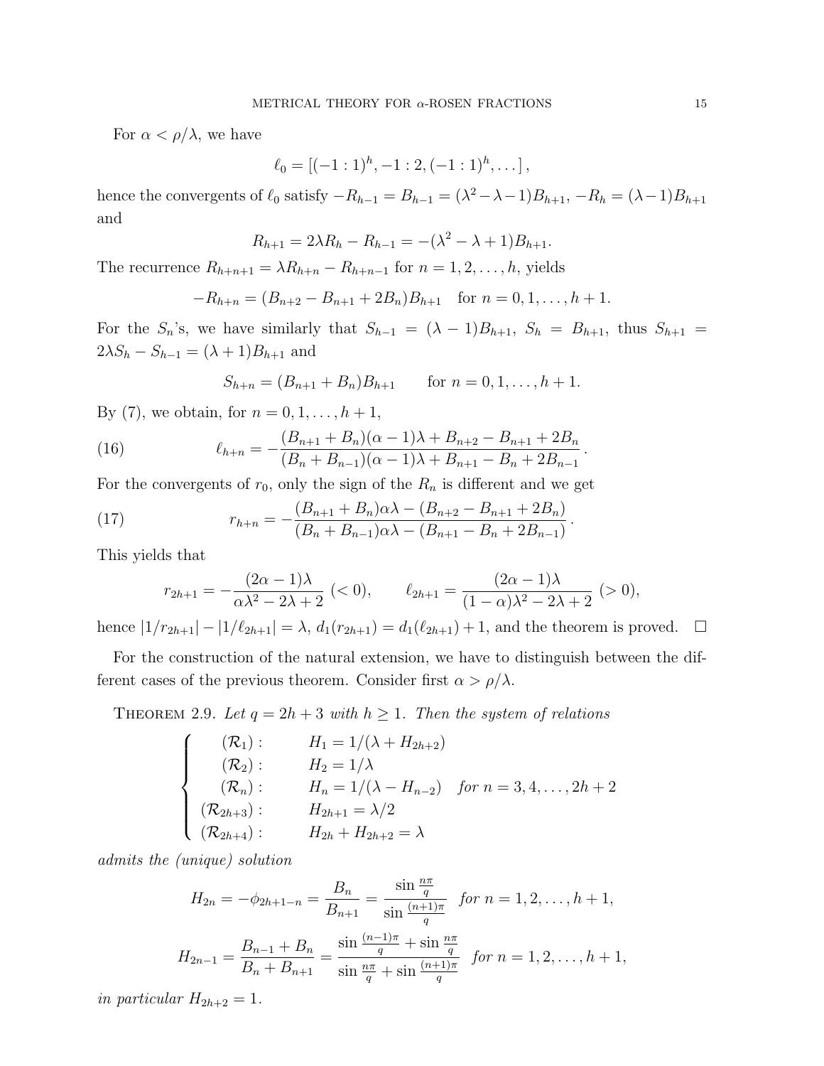For $\alpha < \rho/\lambda$, we have

$$\ell_0 = [(-1:1)^h, -1:2, (-1:1)^h, \dots],$$

hence the convergents of $\ell_0$ satisfy $-R_{h-1} = B_{h-1} = (\lambda^2-\lambda-1)B_{h+1}$, $-R_h = (\lambda-1)B_{h+1}$ and

$$R_{h+1} = 2\lambda R_h - R_{h-1} = -(\lambda^2-\lambda+1)B_{h+1}.$$

The recurrence $R_{h+n+1} = \lambda R_{h+n} - R_{h+n-1}$ for $n = 1, 2, \dots, h$, yields

$$-R_{h+n} = (B_{n+2} - B_{n+1} + 2B_n)B_{h+1} \quad \text{for } n = 0, 1, \dots, h+1.$$

For the $S_n$'s, we have similarly that $S_{h-1} = (\lambda - 1)B_{h+1}$, $S_h = B_{h+1}$, thus $S_{h+1} = 2\lambda S_h - S_{h-1} = (\lambda+1)B_{h+1}$ and

$$S_{h+n} = (B_{n+1} + B_n)B_{h+1} \qquad \text{for } n = 0, 1, \dots, h+1.$$

By (7), we obtain, for $n = 0, 1, \dots, h+1$,

$$\ell_{h+n} = -\frac{(B_{n+1}+B_n)(\alpha-1)\lambda + B_{n+2} - B_{n+1} + 2B_n}{(B_n+B_{n-1})(\alpha-1)\lambda + B_{n+1} - B_n + 2B_{n-1}}. \tag{16}$$

For the convergents of $r_0$, only the sign of the $R_n$ is different and we get

$$r_{h+n} = -\frac{(B_{n+1}+B_n)\alpha\lambda - (B_{n+2} - B_{n+1} + 2B_n)}{(B_n+B_{n-1})\alpha\lambda - (B_{n+1} - B_n + 2B_{n-1})}. \tag{17}$$

This yields that

$$r_{2h+1} = -\frac{(2\alpha-1)\lambda}{\alpha\lambda^2 - 2\lambda + 2} \ (<0), \qquad \ell_{2h+1} = \frac{(2\alpha-1)\lambda}{(1-\alpha)\lambda^2 - 2\lambda + 2} \ (>0),$$

hence $|1/r_{2h+1}| - |1/\ell_{2h+1}| = \lambda$, $d_1(r_{2h+1}) = d_1(\ell_{2h+1}) + 1$, and the theorem is proved. $\square$

For the construction of the natural extension, we have to distinguish between the different cases of the previous theorem. Consider first $\alpha > \rho/\lambda$.

**Theorem 2.9.** *Let $q = 2h+3$ with $h \geq 1$. Then the system of relations*

$$\begin{cases} (\mathcal{R}_1): & H_1 = 1/(\lambda + H_{2h+2}) \\ (\mathcal{R}_2): & H_2 = 1/\lambda \\ (\mathcal{R}_n): & H_n = 1/(\lambda - H_{n-2}) \quad \text{for } n = 3, 4, \dots, 2h+2 \\ (\mathcal{R}_{2h+3}): & H_{2h+1} = \lambda/2 \\ (\mathcal{R}_{2h+4}): & H_{2h} + H_{2h+2} = \lambda \end{cases}$$

*admits the (unique) solution*

$$H_{2n} = -\phi_{2h+1-n} = \frac{B_n}{B_{n+1}} = \frac{\sin\frac{n\pi}{q}}{\sin\frac{(n+1)\pi}{q}} \quad \text{for } n = 1, 2, \dots, h+1,$$

$$H_{2n-1} = \frac{B_{n-1}+B_n}{B_n+B_{n+1}} = \frac{\sin\frac{(n-1)\pi}{q} + \sin\frac{n\pi}{q}}{\sin\frac{n\pi}{q} + \sin\frac{(n+1)\pi}{q}} \quad \text{for } n = 1, 2, \dots, h+1,$$

*in particular $H_{2h+2} = 1$.*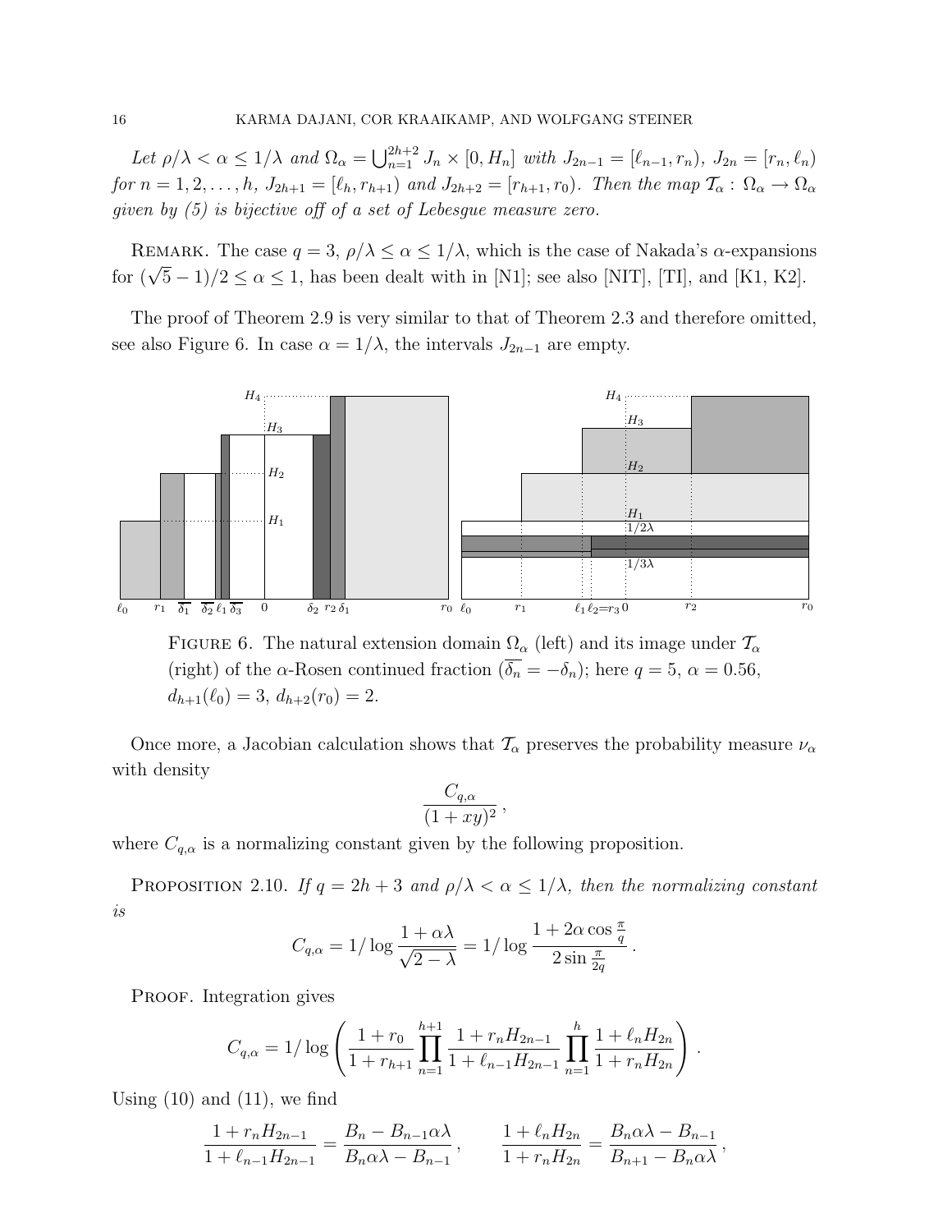*Let $\rho/\lambda < \alpha \le 1/\lambda$ and $\Omega_\alpha = \bigcup_{n=1}^{2h+2} J_n \times [0, H_n]$ with $J_{2n-1} = [\ell_{n-1}, r_n)$, $J_{2n} = [r_n, \ell_n)$ for $n = 1, 2, \ldots, h$, $J_{2h+1} = [\ell_h, r_{h+1})$ and $J_{2h+2} = [r_{h+1}, r_0)$. Then the map $\mathcal{T}_\alpha : \Omega_\alpha \to \Omega_\alpha$ given by (5) is bijective off of a set of Lebesgue measure zero.*

Remark. The case $q = 3$, $\rho/\lambda \le \alpha \le 1/\lambda$, which is the case of Nakada's $\alpha$-expansions for $(\sqrt{5}-1)/2 \le \alpha \le 1$, has been dealt with in [N1]; see also [NIT], [TI], and [K1, K2].

The proof of Theorem 2.9 is very similar to that of Theorem 2.3 and therefore omitted, see also Figure 6. In case $\alpha = 1/\lambda$, the intervals $J_{2n-1}$ are empty.

Figure 6. The natural extension domain $\Omega_\alpha$ (left) and its image under $\mathcal{T}_\alpha$ (right) of the $\alpha$-Rosen continued fraction ($\overline{\delta_n} = -\delta_n$); here $q = 5$, $\alpha = 0.56$, $d_{h+1}(\ell_0) = 3$, $d_{h+2}(r_0) = 2$.

Once more, a Jacobian calculation shows that $\mathcal{T}_\alpha$ preserves the probability measure $\nu_\alpha$ with density

$$\frac{C_{q,\alpha}}{(1+xy)^2}\,,$$

where $C_{q,\alpha}$ is a normalizing constant given by the following proposition.

Proposition 2.10. *If $q = 2h+3$ and $\rho/\lambda < \alpha \le 1/\lambda$, then the normalizing constant is*

$$C_{q,\alpha} = 1/\log \frac{1+\alpha\lambda}{\sqrt{2-\lambda}} = 1/\log \frac{1+2\alpha\cos\frac{\pi}{q}}{2\sin\frac{\pi}{2q}}\,.$$

Proof. Integration gives

$$C_{q,\alpha} = 1/\log\left(\frac{1+r_0}{1+r_{h+1}} \prod_{n=1}^{h+1} \frac{1+r_n H_{2n-1}}{1+\ell_{n-1} H_{2n-1}} \prod_{n=1}^{h} \frac{1+\ell_n H_{2n}}{1+r_n H_{2n}}\right)\,.$$

Using (10) and (11), we find

$$\frac{1+r_n H_{2n-1}}{1+\ell_{n-1} H_{2n-1}} = \frac{B_n - B_{n-1}\alpha\lambda}{B_n\alpha\lambda - B_{n-1}}\,, \qquad \frac{1+\ell_n H_{2n}}{1+r_n H_{2n}} = \frac{B_n\alpha\lambda - B_{n-1}}{B_{n+1} - B_n\alpha\lambda}\,,$$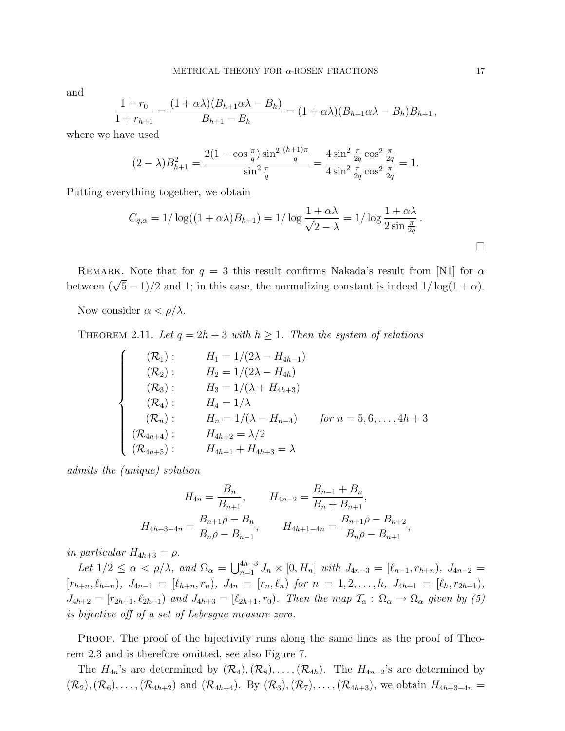and

$$\frac{1+r_0}{1+r_{h+1}} = \frac{(1+\alpha\lambda)(B_{h+1}\alpha\lambda - B_h)}{B_{h+1}-B_h} = (1+\alpha\lambda)(B_{h+1}\alpha\lambda - B_h)B_{h+1}\,,$$

where we have used

$$(2-\lambda)B_{h+1}^2 = \frac{2(1-\cos\frac{\pi}{q})\sin^2\frac{(h+1)\pi}{q}}{\sin^2\frac{\pi}{q}} = \frac{4\sin^2\frac{\pi}{2q}\cos^2\frac{\pi}{2q}}{4\sin^2\frac{\pi}{2q}\cos^2\frac{\pi}{2q}} = 1.$$

Putting everything together, we obtain

$$C_{q,\alpha} = 1/\log((1+\alpha\lambda)B_{h+1}) = 1/\log\frac{1+\alpha\lambda}{\sqrt{2-\lambda}} = 1/\log\frac{1+\alpha\lambda}{2\sin\frac{\pi}{2q}}\,.$$

□

Remark. Note that for $q=3$ this result confirms Nakada's result from [N1] for $\alpha$ between $(\sqrt{5}-1)/2$ and 1; in this case, the normalizing constant is indeed $1/\log(1+\alpha)$.

Now consider $\alpha < \rho/\lambda$.

Theorem 2.11. *Let $q = 2h+3$ with $h \geq 1$. Then the system of relations*

$$\begin{cases} (\mathcal{R}_1): & H_1 = 1/(2\lambda - H_{4h-1}) \\ (\mathcal{R}_2): & H_2 = 1/(2\lambda - H_{4h}) \\ (\mathcal{R}_3): & H_3 = 1/(\lambda + H_{4h+3}) \\ (\mathcal{R}_4): & H_4 = 1/\lambda \\ (\mathcal{R}_n): & H_n = 1/(\lambda - H_{n-4}) \qquad \text{for } n = 5,6,\ldots,4h+3 \\ (\mathcal{R}_{4h+4}): & H_{4h+2} = \lambda/2 \\ (\mathcal{R}_{4h+5}): & H_{4h+1} + H_{4h+3} = \lambda \end{cases}$$

*admits the (unique) solution*

$$H_{4n} = \frac{B_n}{B_{n+1}}, \qquad H_{4n-2} = \frac{B_{n-1}+B_n}{B_n+B_{n+1}},$$

$$H_{4h+3-4n} = \frac{B_{n+1}\rho - B_n}{B_n\rho - B_{n-1}}, \qquad H_{4h+1-4n} = \frac{B_{n+1}\rho - B_{n+2}}{B_n\rho - B_{n+1}},$$

*in particular $H_{4h+3} = \rho$.*

*Let $1/2 \leq \alpha < \rho/\lambda$, and $\Omega_\alpha = \bigcup_{n=1}^{4h+3} J_n \times [0, H_n]$ with $J_{4n-3} = [\ell_{n-1}, r_{h+n})$, $J_{4n-2} = [r_{h+n}, \ell_{h+n})$, $J_{4n-1} = [\ell_{h+n}, r_n)$, $J_{4n} = [r_n, \ell_n)$ for $n = 1,2,\ldots,h$, $J_{4h+1} = [\ell_h, r_{2h+1})$, $J_{4h+2} = [r_{2h+1}, \ell_{2h+1})$ and $J_{4h+3} = [\ell_{2h+1}, r_0)$. Then the map $\mathcal{T}_\alpha : \Omega_\alpha \to \Omega_\alpha$ given by (5) is bijective off of a set of Lebesgue measure zero.*

Proof. The proof of the bijectivity runs along the same lines as the proof of Theorem 2.3 and is therefore omitted, see also Figure 7.

The $H_{4n}$'s are determined by $(\mathcal{R}_4), (\mathcal{R}_8), \ldots, (\mathcal{R}_{4h})$. The $H_{4n-2}$'s are determined by $(\mathcal{R}_2), (\mathcal{R}_6), \ldots, (\mathcal{R}_{4h+2})$ and $(\mathcal{R}_{4h+4})$. By $(\mathcal{R}_3), (\mathcal{R}_7), \ldots, (\mathcal{R}_{4h+3})$, we obtain $H_{4h+3-4n} =$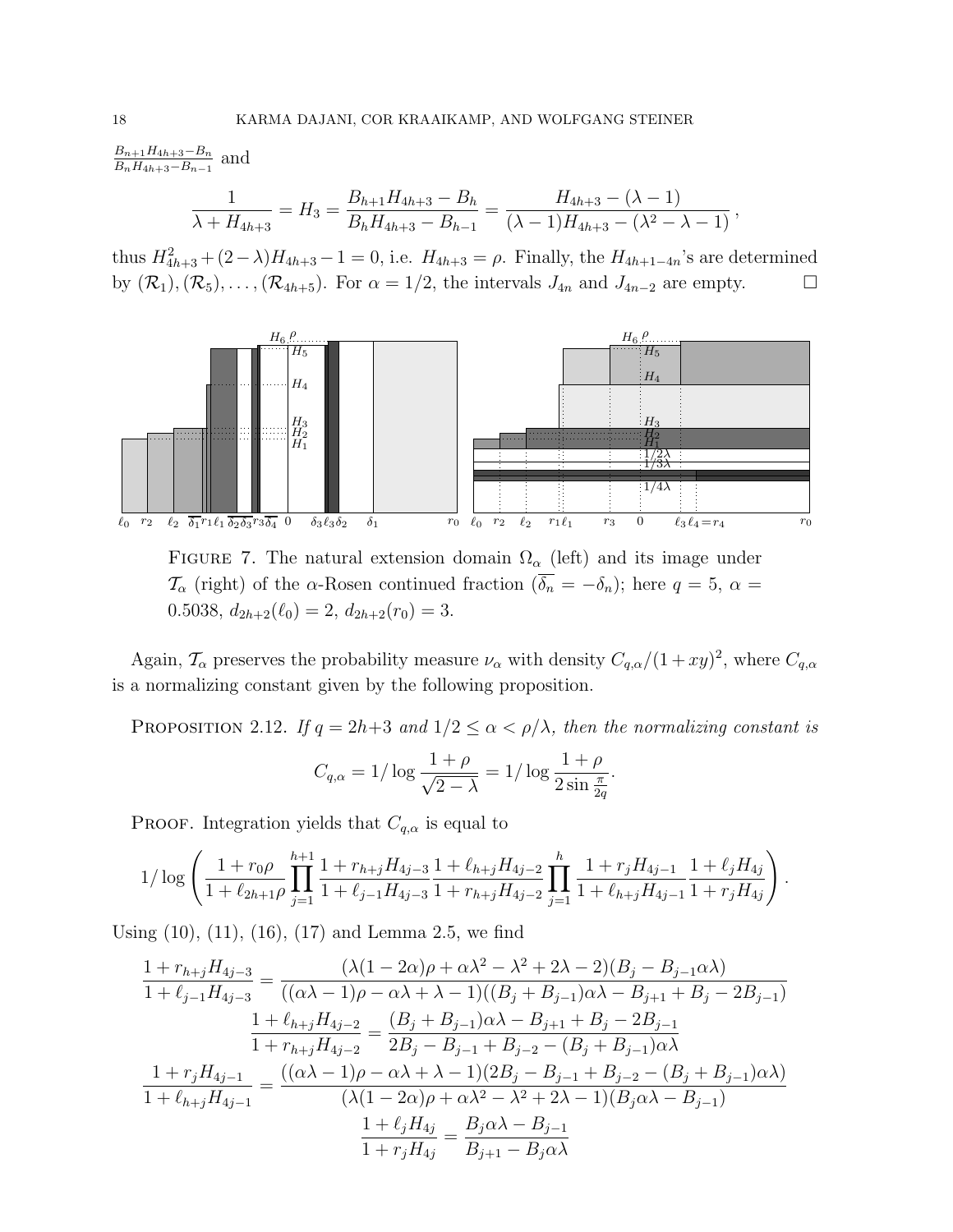$\frac{B_{n+1}H_{4h+3}-B_n}{B_nH_{4h+3}-B_{n-1}}$ and

$$\frac{1}{\lambda+H_{4h+3}} = H_3 = \frac{B_{h+1}H_{4h+3}-B_h}{B_hH_{4h+3}-B_{h-1}} = \frac{H_{4h+3}-(\lambda-1)}{(\lambda-1)H_{4h+3}-(\lambda^2-\lambda-1)},$$

thus $H_{4h+3}^2+(2-\lambda)H_{4h+3}-1=0$, i.e. $H_{4h+3}=\rho$. Finally, the $H_{4h+1-4n}$'s are determined by $(\mathcal{R}_1), (\mathcal{R}_5), \ldots, (\mathcal{R}_{4h+5})$. For $\alpha = 1/2$, the intervals $J_{4n}$ and $J_{4n-2}$ are empty. $\square$

Figure 7. The natural extension domain $\Omega_\alpha$ (left) and its image under $\mathcal{T}_\alpha$ (right) of the $\alpha$-Rosen continued fraction ($\overline{\delta_n} = -\delta_n$); here $q = 5$, $\alpha = 0.5038$, $d_{2h+2}(\ell_0) = 2$, $d_{2h+2}(r_0) = 3$.

Again, $\mathcal{T}_\alpha$ preserves the probability measure $\nu_\alpha$ with density $C_{q,\alpha}/(1+xy)^2$, where $C_{q,\alpha}$ is a normalizing constant given by the following proposition.

**Proposition 2.12.** *If $q = 2h+3$ and $1/2 \le \alpha < \rho/\lambda$, then the normalizing constant is*

$$C_{q,\alpha} = 1/\log\frac{1+\rho}{\sqrt{2-\lambda}} = 1/\log\frac{1+\rho}{2\sin\frac{\pi}{2q}}.$$

Proof. Integration yields that $C_{q,\alpha}$ is equal to

$$1/\log\left(\frac{1+r_0\rho}{1+\ell_{2h+1}\rho}\prod_{j=1}^{h+1}\frac{1+r_{h+j}H_{4j-3}}{1+\ell_{j-1}H_{4j-3}}\frac{1+\ell_{h+j}H_{4j-2}}{1+r_{h+j}H_{4j-2}}\prod_{j=1}^{h}\frac{1+r_jH_{4j-1}}{1+\ell_{h+j}H_{4j-1}}\frac{1+\ell_jH_{4j}}{1+r_jH_{4j}}\right).$$

Using (10), (11), (16), (17) and Lemma 2.5, we find

$$\frac{1+r_{h+j}H_{4j-3}}{1+\ell_{j-1}H_{4j-3}} = \frac{(\lambda(1-2\alpha)\rho+\alpha\lambda^2-\lambda^2+2\lambda-2)(B_j-B_{j-1}\alpha\lambda)}{((\alpha\lambda-1)\rho-\alpha\lambda+\lambda-1)((B_j+B_{j-1})\alpha\lambda-B_{j+1}+B_j-2B_{j-1})}$$

$$\frac{1+\ell_{h+j}H_{4j-2}}{1+r_{h+j}H_{4j-2}} = \frac{(B_j+B_{j-1})\alpha\lambda-B_{j+1}+B_j-2B_{j-1}}{2B_j-B_{j-1}+B_{j-2}-(B_j+B_{j-1})\alpha\lambda}$$

$$\frac{1+r_jH_{4j-1}}{1+\ell_{h+j}H_{4j-1}} = \frac{((\alpha\lambda-1)\rho-\alpha\lambda+\lambda-1)(2B_j-B_{j-1}+B_{j-2}-(B_j+B_{j-1})\alpha\lambda)}{(\lambda(1-2\alpha)\rho+\alpha\lambda^2-\lambda^2+2\lambda-1)(B_j\alpha\lambda-B_{j-1})}$$

$$\frac{1+\ell_jH_{4j}}{1+r_jH_{4j}} = \frac{B_j\alpha\lambda-B_{j-1}}{B_{j+1}-B_j\alpha\lambda}$$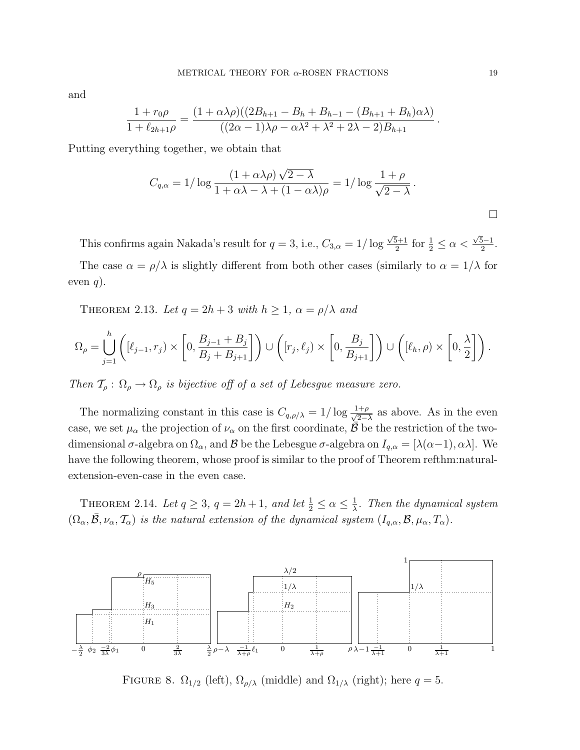and

$$\frac{1 + r_0\rho}{1 + \ell_{2h+1}\rho} = \frac{(1 + \alpha\lambda\rho)((2B_{h+1} - B_h + B_{h-1} - (B_{h+1} + B_h)\alpha\lambda)}{((2\alpha - 1)\lambda\rho - \alpha\lambda^2 + \lambda^2 + 2\lambda - 2)B_{h+1}}\,.$$

Putting everything together, we obtain that

$$C_{q,\alpha} = 1/\log\frac{(1 + \alpha\lambda\rho)\sqrt{2-\lambda}}{1 + \alpha\lambda - \lambda + (1 - \alpha\lambda)\rho} = 1/\log\frac{1+\rho}{\sqrt{2-\lambda}}\,.$$

□

This confirms again Nakada's result for $q = 3$, i.e., $C_{3,\alpha} = 1/\log\frac{\sqrt{5}+1}{2}$ for $\frac{1}{2} \leq \alpha < \frac{\sqrt{5}-1}{2}$.

The case $\alpha = \rho/\lambda$ is slightly different from both other cases (similarly to $\alpha = 1/\lambda$ for even $q$).

THEOREM 2.13. *Let $q = 2h + 3$ with $h \geq 1$, $\alpha = \rho/\lambda$ and*

$$\Omega_\rho = \bigcup_{j=1}^{h}\left([\ell_{j-1}, r_j) \times \left[0, \frac{B_{j-1} + B_j}{B_j + B_{j+1}}\right]\right) \cup \left([r_j, \ell_j) \times \left[0, \frac{B_j}{B_{j+1}}\right]\right) \cup \left([\ell_h, \rho) \times \left[0, \frac{\lambda}{2}\right]\right).$$

*Then $\mathcal{T}_\rho : \Omega_\rho \to \Omega_\rho$ is bijective off of a set of Lebesgue measure zero.*

The normalizing constant in this case is $C_{q,\rho/\lambda} = 1/\log\frac{1+\rho}{\sqrt{2-\lambda}}$ as above. As in the even case, we set $\mu_\alpha$ the projection of $\nu_\alpha$ on the first coordinate, $\bar{\mathcal{B}}$ be the restriction of the two-dimensional $\sigma$-algebra on $\Omega_\alpha$, and $\mathcal{B}$ be the Lebesgue $\sigma$-algebra on $I_{q,\alpha} = [\lambda(\alpha-1), \alpha\lambda]$. We have the following theorem, whose proof is similar to the proof of Theorem refthm:natural-extension-even-case in the even case.

THEOREM 2.14. *Let $q \geq 3$, $q = 2h+1$, and let $\frac{1}{2} \leq \alpha \leq \frac{1}{\lambda}$. Then the dynamical system $(\Omega_\alpha, \bar{\mathcal{B}}, \nu_\alpha, \mathcal{T}_\alpha)$ is the natural extension of the dynamical system $(I_{q,\alpha}, \mathcal{B}, \mu_\alpha, T_\alpha)$.*

FIGURE 8. $\Omega_{1/2}$ (left), $\Omega_{\rho/\lambda}$ (middle) and $\Omega_{1/\lambda}$ (right); here $q = 5$.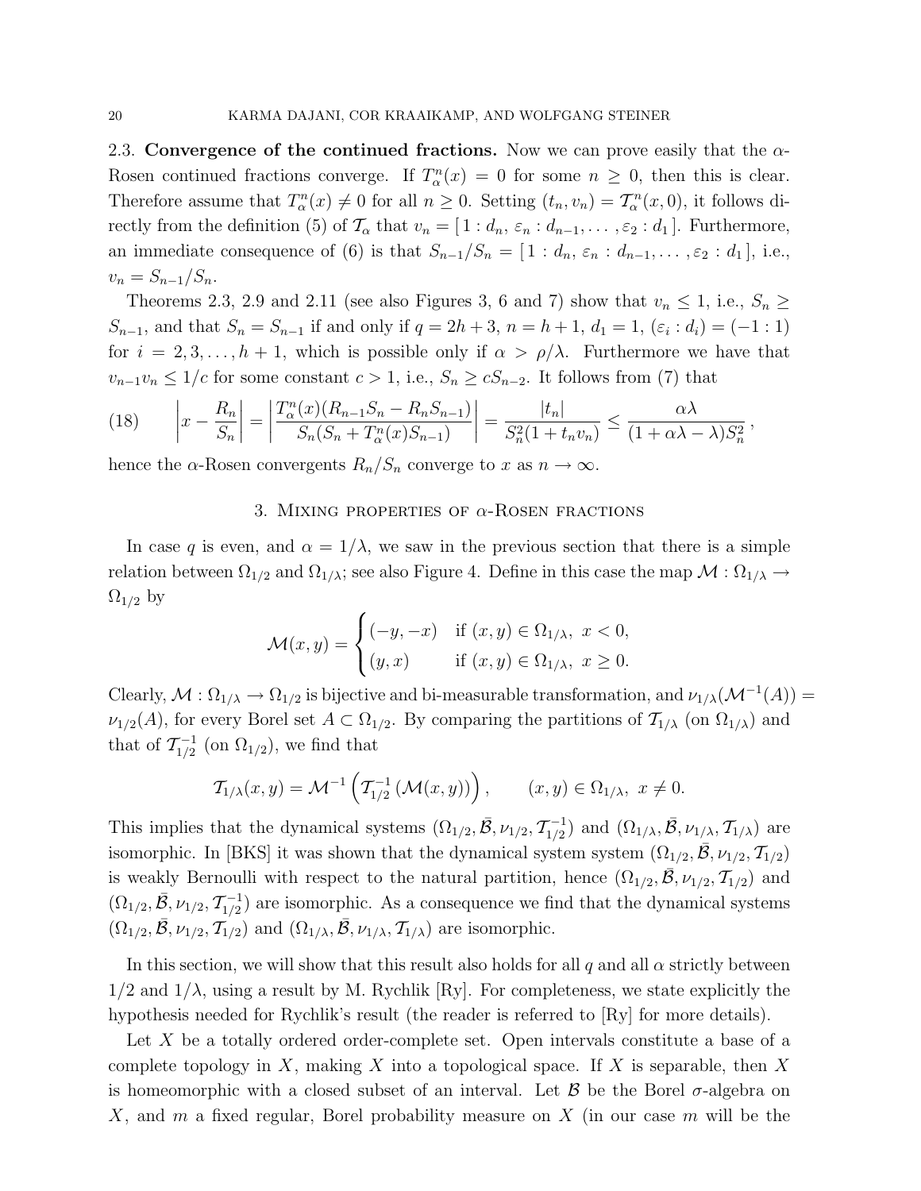2.3. **Convergence of the continued fractions.** Now we can prove easily that the $\alpha$-Rosen continued fractions converge. If $T_\alpha^n(x) = 0$ for some $n \geq 0$, then this is clear. Therefore assume that $T_\alpha^n(x) \neq 0$ for all $n \geq 0$. Setting $(t_n, v_n) = \mathcal{T}_\alpha^n(x, 0)$, it follows directly from the definition (5) of $\mathcal{T}_\alpha$ that $v_n = [\, 1 : d_n,\ \varepsilon_n : d_{n-1}, \ldots, \varepsilon_2 : d_1\,]$. Furthermore, an immediate consequence of (6) is that $S_{n-1}/S_n = [\, 1 : d_n,\ \varepsilon_n : d_{n-1}, \ldots, \varepsilon_2 : d_1\,]$, i.e., $v_n = S_{n-1}/S_n$.

Theorems 2.3, 2.9 and 2.11 (see also Figures 3, 6 and 7) show that $v_n \leq 1$, i.e., $S_n \geq S_{n-1}$, and that $S_n = S_{n-1}$ if and only if $q = 2h+3$, $n = h+1$, $d_1 = 1$, $(\varepsilon_i : d_i) = (-1 : 1)$ for $i = 2, 3, \ldots, h+1$, which is possible only if $\alpha > \rho/\lambda$. Furthermore we have that $v_{n-1}v_n \leq 1/c$ for some constant $c > 1$, i.e., $S_n \geq c S_{n-2}$. It follows from (7) that

$$\left| x - \frac{R_n}{S_n} \right| = \left| \frac{T_\alpha^n(x)(R_{n-1}S_n - R_n S_{n-1})}{S_n(S_n + T_\alpha^n(x) S_{n-1})} \right| = \frac{|t_n|}{S_n^2(1 + t_n v_n)} \leq \frac{\alpha\lambda}{(1 + \alpha\lambda - \lambda) S_n^2}\,, \tag{18}$$

hence the $\alpha$-Rosen convergents $R_n/S_n$ converge to $x$ as $n \to \infty$.

## 3. Mixing properties of $\alpha$-Rosen fractions

In case $q$ is even, and $\alpha = 1/\lambda$, we saw in the previous section that there is a simple relation between $\Omega_{1/2}$ and $\Omega_{1/\lambda}$; see also Figure 4. Define in this case the map $\mathcal{M} : \Omega_{1/\lambda} \to \Omega_{1/2}$ by

$$\mathcal{M}(x, y) = \begin{cases} (-y, -x) & \text{if } (x, y) \in \Omega_{1/\lambda},\ x < 0, \\ (y, x) & \text{if } (x, y) \in \Omega_{1/\lambda},\ x \geq 0. \end{cases}$$

Clearly, $\mathcal{M} : \Omega_{1/\lambda} \to \Omega_{1/2}$ is bijective and bi-measurable transformation, and $\nu_{1/\lambda}(\mathcal{M}^{-1}(A)) = \nu_{1/2}(A)$, for every Borel set $A \subset \Omega_{1/2}$. By comparing the partitions of $\mathcal{T}_{1/\lambda}$ (on $\Omega_{1/\lambda}$) and that of $\mathcal{T}_{1/2}^{-1}$ (on $\Omega_{1/2}$), we find that

$$\mathcal{T}_{1/\lambda}(x, y) = \mathcal{M}^{-1}\left( \mathcal{T}_{1/2}^{-1}\left( \mathcal{M}(x, y) \right) \right), \qquad (x, y) \in \Omega_{1/\lambda},\ x \neq 0.$$

This implies that the dynamical systems $(\Omega_{1/2}, \bar{\mathcal{B}}, \nu_{1/2}, \mathcal{T}_{1/2}^{-1})$ and $(\Omega_{1/\lambda}, \bar{\mathcal{B}}, \nu_{1/\lambda}, \mathcal{T}_{1/\lambda})$ are isomorphic. In [BKS] it was shown that the dynamical system system $(\Omega_{1/2}, \bar{\mathcal{B}}, \nu_{1/2}, \mathcal{T}_{1/2})$ is weakly Bernoulli with respect to the natural partition, hence $(\Omega_{1/2}, \bar{\mathcal{B}}, \nu_{1/2}, \mathcal{T}_{1/2})$ and $(\Omega_{1/2}, \bar{\mathcal{B}}, \nu_{1/2}, \mathcal{T}_{1/2}^{-1})$ are isomorphic. As a consequence we find that the dynamical systems $(\Omega_{1/2}, \bar{\mathcal{B}}, \nu_{1/2}, \mathcal{T}_{1/2})$ and $(\Omega_{1/\lambda}, \bar{\mathcal{B}}, \nu_{1/\lambda}, \mathcal{T}_{1/\lambda})$ are isomorphic.

In this section, we will show that this result also holds for all $q$ and all $\alpha$ strictly between $1/2$ and $1/\lambda$, using a result by M. Rychlik [Ry]. For completeness, we state explicitly the hypothesis needed for Rychlik's result (the reader is referred to [Ry] for more details).

Let $X$ be a totally ordered order-complete set. Open intervals constitute a base of a complete topology in $X$, making $X$ into a topological space. If $X$ is separable, then $X$ is homeomorphic with a closed subset of an interval. Let $\mathcal{B}$ be the Borel $\sigma$-algebra on $X$, and $m$ a fixed regular, Borel probability measure on $X$ (in our case $m$ will be the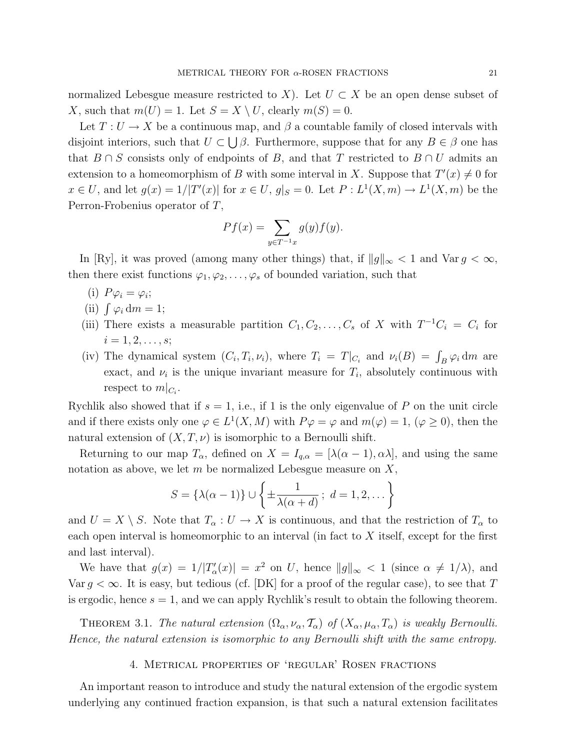normalized Lebesgue measure restricted to $X$). Let $U \subset X$ be an open dense subset of $X$, such that $m(U) = 1$. Let $S = X \setminus U$, clearly $m(S) = 0$.

Let $T : U \to X$ be a continuous map, and $\beta$ a countable family of closed intervals with disjoint interiors, such that $U \subset \bigcup \beta$. Furthermore, suppose that for any $B \in \beta$ one has that $B \cap S$ consists only of endpoints of $B$, and that $T$ restricted to $B \cap U$ admits an extension to a homeomorphism of $B$ with some interval in $X$. Suppose that $T'(x) \neq 0$ for $x \in U$, and let $g(x) = 1/|T'(x)|$ for $x \in U$, $g|_S = 0$. Let $P : L^1(X, m) \to L^1(X, m)$ be the Perron-Frobenius operator of $T$,

$$Pf(x) = \sum_{y \in T^{-1}x} g(y) f(y).$$

In [Ry], it was proved (among many other things) that, if $\|g\|_\infty < 1$ and $\operatorname{Var} g < \infty$, then there exist functions $\varphi_1, \varphi_2, \ldots, \varphi_s$ of bounded variation, such that

(i) $P\varphi_i = \varphi_i$;
(ii) $\int \varphi_i \, \mathrm{d}m = 1$;
(iii) There exists a measurable partition $C_1, C_2, \ldots, C_s$ of $X$ with $T^{-1}C_i = C_i$ for $i = 1, 2, \ldots, s$;
(iv) The dynamical system $(C_i, T_i, \nu_i)$, where $T_i = T|_{C_i}$ and $\nu_i(B) = \int_B \varphi_i \, \mathrm{d}m$ are exact, and $\nu_i$ is the unique invariant measure for $T_i$, absolutely continuous with respect to $m|_{C_i}$.

Rychlik also showed that if $s = 1$, i.e., if 1 is the only eigenvalue of $P$ on the unit circle and if there exists only one $\varphi \in L^1(X, M)$ with $P\varphi = \varphi$ and $m(\varphi) = 1$, $(\varphi \geq 0)$, then the natural extension of $(X, T, \nu)$ is isomorphic to a Bernoulli shift.

Returning to our map $T_\alpha$, defined on $X = I_{q,\alpha} = [\lambda(\alpha - 1), \alpha\lambda]$, and using the same notation as above, we let $m$ be normalized Lebesgue measure on $X$,

$$S = \{\lambda(\alpha - 1)\} \cup \left\{ \pm \frac{1}{\lambda(\alpha + d)} \, ; \; d = 1, 2, \ldots \right\}$$

and $U = X \setminus S$. Note that $T_\alpha : U \to X$ is continuous, and that the restriction of $T_\alpha$ to each open interval is homeomorphic to an interval (in fact to $X$ itself, except for the first and last interval).

We have that $g(x) = 1/|T'_\alpha(x)| = x^2$ on $U$, hence $\|g\|_\infty < 1$ (since $\alpha \neq 1/\lambda$), and $\operatorname{Var} g < \infty$. It is easy, but tedious (cf. [DK] for a proof of the regular case), to see that $T$ is ergodic, hence $s = 1$, and we can apply Rychlik's result to obtain the following theorem.

**Theorem 3.1.** *The natural extension $(\Omega_\alpha, \nu_\alpha, \mathcal{T}_\alpha)$ of $(X_\alpha, \mu_\alpha, T_\alpha)$ is weakly Bernoulli. Hence, the natural extension is isomorphic to any Bernoulli shift with the same entropy.*

## 4. Metrical properties of 'regular' Rosen fractions

An important reason to introduce and study the natural extension of the ergodic system underlying any continued fraction expansion, is that such a natural extension facilitates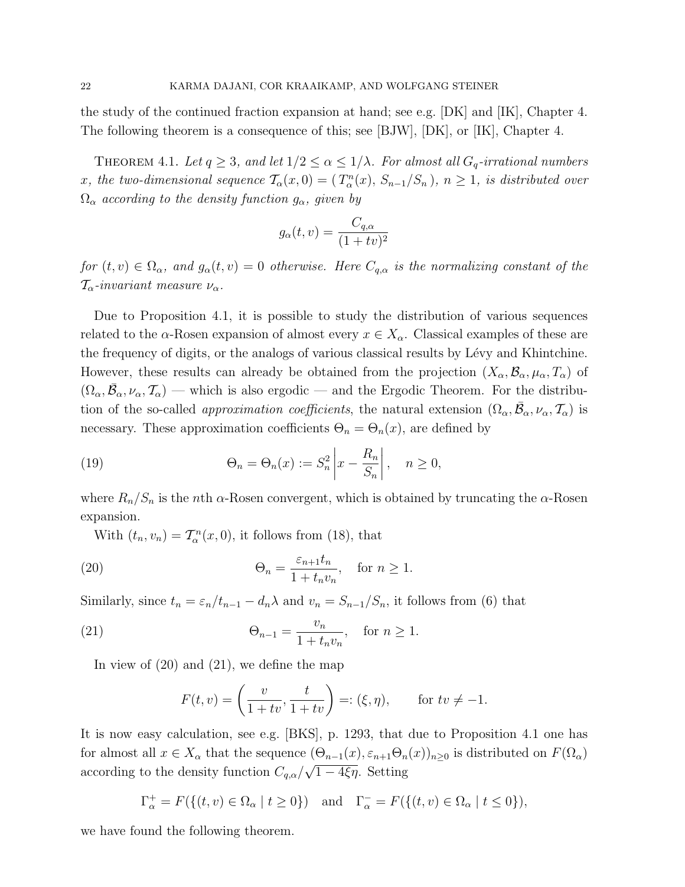the study of the continued fraction expansion at hand; see e.g. [DK] and [IK], Chapter 4. The following theorem is a consequence of this; see [BJW], [DK], or [IK], Chapter 4.

Theorem 4.1. *Let $q \geq 3$, and let $1/2 \leq \alpha \leq 1/\lambda$. For almost all $G_q$-irrational numbers $x$, the two-dimensional sequence $\mathcal{T}_\alpha(x,0) = (\, T_\alpha^n(x),\, S_{n-1}/S_n \,)$, $n \geq 1$, is distributed over $\Omega_\alpha$ according to the density function $g_\alpha$, given by*

$$g_\alpha(t,v) = \frac{C_{q,\alpha}}{(1+tv)^2}$$

*for $(t,v) \in \Omega_\alpha$, and $g_\alpha(t,v) = 0$ otherwise. Here $C_{q,\alpha}$ is the normalizing constant of the $\mathcal{T}_\alpha$-invariant measure $\nu_\alpha$.*

Due to Proposition 4.1, it is possible to study the distribution of various sequences related to the $\alpha$-Rosen expansion of almost every $x \in X_\alpha$. Classical examples of these are the frequency of digits, or the analogs of various classical results by Lévy and Khintchine. However, these results can already be obtained from the projection $(X_\alpha, \mathcal{B}_\alpha, \mu_\alpha, T_\alpha)$ of $(\Omega_\alpha, \bar{\mathcal{B}}_\alpha, \nu_\alpha, \mathcal{T}_\alpha)$ — which is also ergodic — and the Ergodic Theorem. For the distribution of the so-called *approximation coefficients*, the natural extension $(\Omega_\alpha, \bar{\mathcal{B}}_\alpha, \nu_\alpha, \mathcal{T}_\alpha)$ is necessary. These approximation coefficients $\Theta_n = \Theta_n(x)$, are defined by

$$\Theta_n = \Theta_n(x) := S_n^2 \left| x - \frac{R_n}{S_n} \right|, \quad n \geq 0, \tag{19}$$

where $R_n/S_n$ is the $n$th $\alpha$-Rosen convergent, which is obtained by truncating the $\alpha$-Rosen expansion.

With $(t_n, v_n) = \mathcal{T}_\alpha^n(x,0)$, it follows from (18), that

$$\Theta_n = \frac{\varepsilon_{n+1} t_n}{1 + t_n v_n}, \quad \text{for } n \geq 1. \tag{20}$$

Similarly, since $t_n = \varepsilon_n / t_{n-1} - d_n \lambda$ and $v_n = S_{n-1}/S_n$, it follows from (6) that

$$\Theta_{n-1} = \frac{v_n}{1 + t_n v_n}, \quad \text{for } n \geq 1. \tag{21}$$

In view of (20) and (21), we define the map

$$F(t,v) = \left( \frac{v}{1+tv}, \frac{t}{1+tv} \right) =: (\xi, \eta), \qquad \text{for } tv \neq -1.$$

It is now easy calculation, see e.g. [BKS], p. 1293, that due to Proposition 4.1 one has for almost all $x \in X_\alpha$ that the sequence $(\Theta_{n-1}(x), \varepsilon_{n+1}\Theta_n(x))_{n \geq 0}$ is distributed on $F(\Omega_\alpha)$ according to the density function $C_{q,\alpha}/\sqrt{1 - 4\xi\eta}$. Setting

$$\Gamma_\alpha^+ = F(\{(t,v) \in \Omega_\alpha \mid t \geq 0\}) \quad \text{and} \quad \Gamma_\alpha^- = F(\{(t,v) \in \Omega_\alpha \mid t \leq 0\}),$$

we have found the following theorem.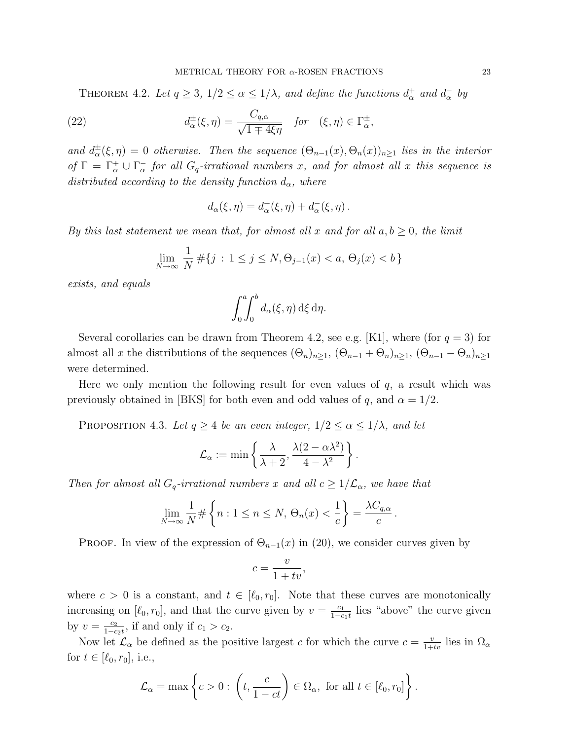**Theorem 4.2.** *Let $q \geq 3$, $1/2 \leq \alpha \leq 1/\lambda$, and define the functions $d_\alpha^+$ and $d_\alpha^-$ by*

$$d_\alpha^\pm(\xi,\eta) = \frac{C_{q,\alpha}}{\sqrt{1 \mp 4\xi\eta}} \quad \text{for} \quad (\xi,\eta) \in \Gamma_\alpha^\pm, \tag{22}$$

*and $d_\alpha^\pm(\xi,\eta) = 0$ otherwise. Then the sequence $(\Theta_{n-1}(x), \Theta_n(x))_{n\geq 1}$ lies in the interior of $\Gamma = \Gamma_\alpha^+ \cup \Gamma_\alpha^-$ for all $G_q$-irrational numbers $x$, and for almost all $x$ this sequence is distributed according to the density function $d_\alpha$, where*

$$d_\alpha(\xi,\eta) = d_\alpha^+(\xi,\eta) + d_\alpha^-(\xi,\eta)\,.$$

*By this last statement we mean that, for almost all $x$ and for all $a, b \geq 0$, the limit*

$$\lim_{N\to\infty} \frac{1}{N} \#\{j \,:\, 1 \leq j \leq N, \Theta_{j-1}(x) < a,\, \Theta_j(x) < b\,\}$$

*exists, and equals*

$$\int_0^a\!\!\int_0^b d_\alpha(\xi,\eta)\,\mathrm{d}\xi\,\mathrm{d}\eta.$$

Several corollaries can be drawn from Theorem 4.2, see e.g. [K1], where (for $q = 3$) for almost all $x$ the distributions of the sequences $(\Theta_n)_{n\geq 1}$, $(\Theta_{n-1} + \Theta_n)_{n\geq 1}$, $(\Theta_{n-1} - \Theta_n)_{n\geq 1}$ were determined.

Here we only mention the following result for even values of $q$, a result which was previously obtained in [BKS] for both even and odd values of $q$, and $\alpha = 1/2$.

**Proposition 4.3.** *Let $q \geq 4$ be an even integer, $1/2 \leq \alpha \leq 1/\lambda$, and let*

$$\mathcal{L}_\alpha := \min\left\{\frac{\lambda}{\lambda+2}, \frac{\lambda(2-\alpha\lambda^2)}{4-\lambda^2}\right\}.$$

*Then for almost all $G_q$-irrational numbers $x$ and all $c \geq 1/\mathcal{L}_\alpha$, we have that*

$$\lim_{N\to\infty} \frac{1}{N} \# \left\{ n : 1 \leq n \leq N,\, \Theta_n(x) < \frac{1}{c} \right\} = \frac{\lambda C_{q,\alpha}}{c}\,.$$

**Proof.** In view of the expression of $\Theta_{n-1}(x)$ in (20), we consider curves given by

$$c = \frac{v}{1+tv},$$

where $c > 0$ is a constant, and $t \in [\ell_0, r_0]$. Note that these curves are monotonically increasing on $[\ell_0, r_0]$, and that the curve given by $v = \frac{c_1}{1-c_1 t}$ lies "above" the curve given by $v = \frac{c_2}{1-c_2 t}$, if and only if $c_1 > c_2$.

Now let $\mathcal{L}_\alpha$ be defined as the positive largest $c$ for which the curve $c = \frac{v}{1+tv}$ lies in $\Omega_\alpha$ for $t \in [\ell_0, r_0]$, i.e.,

$$\mathcal{L}_\alpha = \max\left\{ c > 0 : \left(t, \frac{c}{1-ct}\right) \in \Omega_\alpha, \text{ for all } t \in [\ell_0, r_0] \right\}.$$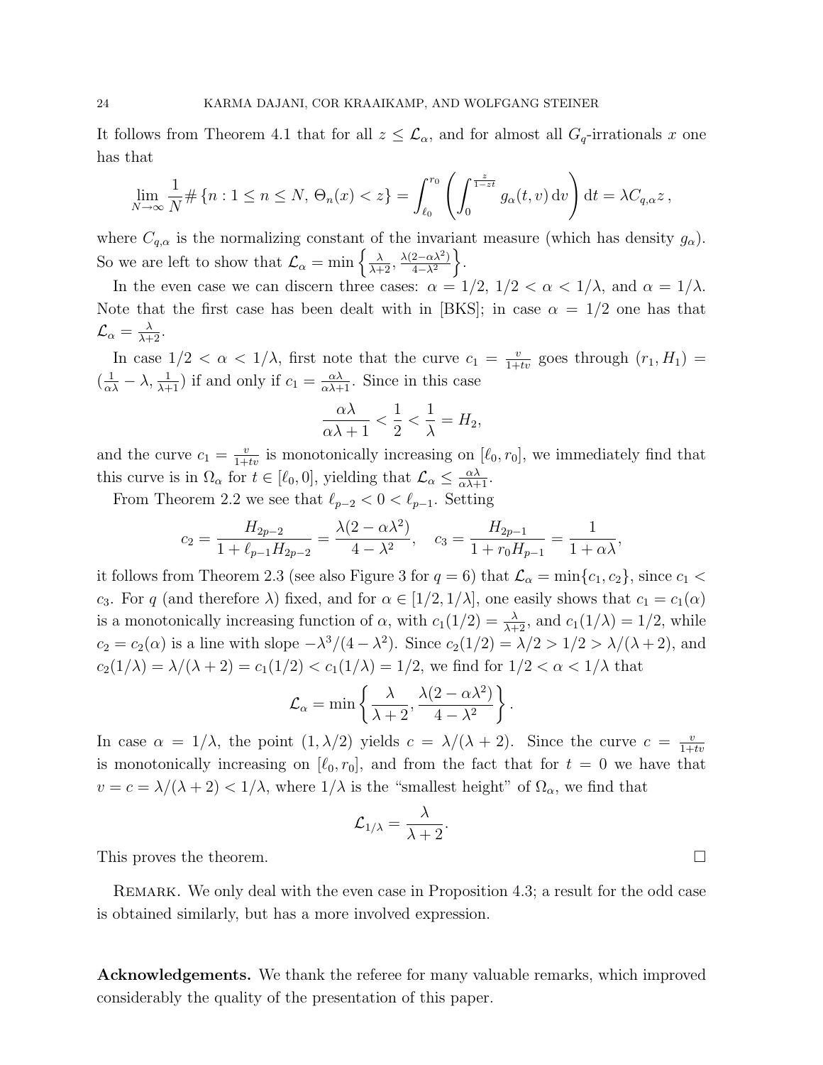It follows from Theorem 4.1 that for all $z \le \mathcal{L}_\alpha$, and for almost all $G_q$-irrationals $x$ one has that

$$\lim_{N\to\infty} \frac{1}{N} \# \{n : 1 \le n \le N,\, \Theta_n(x) < z\} = \int_{\ell_0}^{r_0} \left( \int_0^{\frac{z}{1-zt}} g_\alpha(t,v)\,\mathrm{d}v \right) \mathrm{d}t = \lambda C_{q,\alpha} z\,,$$

where $C_{q,\alpha}$ is the normalizing constant of the invariant measure (which has density $g_\alpha$). So we are left to show that $\mathcal{L}_\alpha = \min\left\{\frac{\lambda}{\lambda+2}, \frac{\lambda(2-\alpha\lambda^2)}{4-\lambda^2}\right\}$.

In the even case we can discern three cases: $\alpha = 1/2$, $1/2 < \alpha < 1/\lambda$, and $\alpha = 1/\lambda$. Note that the first case has been dealt with in [BKS]; in case $\alpha = 1/2$ one has that $\mathcal{L}_\alpha = \frac{\lambda}{\lambda+2}$.

In case $1/2 < \alpha < 1/\lambda$, first note that the curve $c_1 = \frac{v}{1+tv}$ goes through $(r_1, H_1) = (\frac{1}{\alpha\lambda} - \lambda, \frac{1}{\lambda+1})$ if and only if $c_1 = \frac{\alpha\lambda}{\alpha\lambda+1}$. Since in this case

$$\frac{\alpha\lambda}{\alpha\lambda+1} < \frac{1}{2} < \frac{1}{\lambda} = H_2,$$

and the curve $c_1 = \frac{v}{1+tv}$ is monotonically increasing on $[\ell_0, r_0]$, we immediately find that this curve is in $\Omega_\alpha$ for $t \in [\ell_0, 0]$, yielding that $\mathcal{L}_\alpha \le \frac{\alpha\lambda}{\alpha\lambda+1}$.

From Theorem 2.2 we see that $\ell_{p-2} < 0 < \ell_{p-1}$. Setting

$$c_2 = \frac{H_{2p-2}}{1+\ell_{p-1}H_{2p-2}} = \frac{\lambda(2-\alpha\lambda^2)}{4-\lambda^2}, \quad c_3 = \frac{H_{2p-1}}{1+r_0 H_{p-1}} = \frac{1}{1+\alpha\lambda},$$

it follows from Theorem 2.3 (see also Figure 3 for $q = 6$) that $\mathcal{L}_\alpha = \min\{c_1, c_2\}$, since $c_1 < c_3$. For $q$ (and therefore $\lambda$) fixed, and for $\alpha \in [1/2, 1/\lambda]$, one easily shows that $c_1 = c_1(\alpha)$ is a monotonically increasing function of $\alpha$, with $c_1(1/2) = \frac{\lambda}{\lambda+2}$, and $c_1(1/\lambda) = 1/2$, while $c_2 = c_2(\alpha)$ is a line with slope $-\lambda^3/(4-\lambda^2)$. Since $c_2(1/2) = \lambda/2 > 1/2 > \lambda/(\lambda+2)$, and $c_2(1/\lambda) = \lambda/(\lambda+2) = c_1(1/2) < c_1(1/\lambda) = 1/2$, we find for $1/2 < \alpha < 1/\lambda$ that

$$\mathcal{L}_\alpha = \min\left\{\frac{\lambda}{\lambda+2}, \frac{\lambda(2-\alpha\lambda^2)}{4-\lambda^2}\right\}.$$

In case $\alpha = 1/\lambda$, the point $(1, \lambda/2)$ yields $c = \lambda/(\lambda+2)$. Since the curve $c = \frac{v}{1+tv}$ is monotonically increasing on $[\ell_0, r_0]$, and from the fact that for $t = 0$ we have that $v = c = \lambda/(\lambda+2) < 1/\lambda$, where $1/\lambda$ is the "smallest height" of $\Omega_\alpha$, we find that

$$\mathcal{L}_{1/\lambda} = \frac{\lambda}{\lambda+2}.$$

This proves the theorem. □

Remark. We only deal with the even case in Proposition 4.3; a result for the odd case is obtained similarly, but has a more involved expression.

**Acknowledgements.** We thank the referee for many valuable remarks, which improved considerably the quality of the presentation of this paper.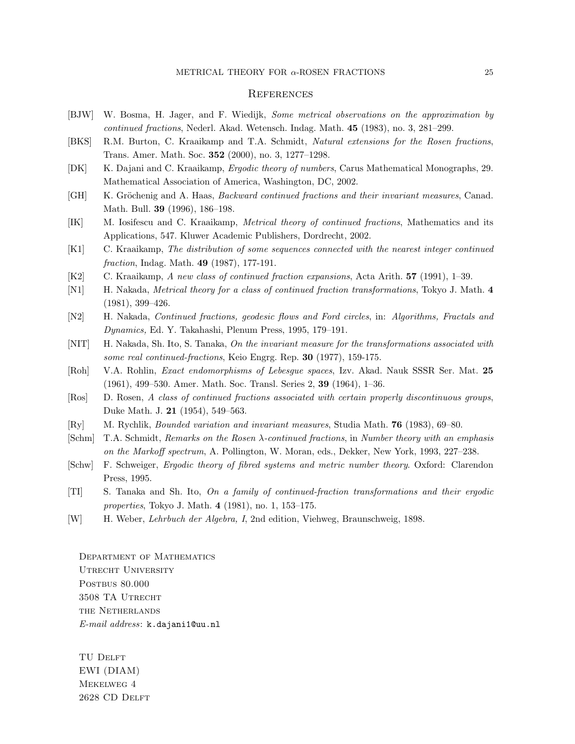## References

[BJW] W. Bosma, H. Jager, and F. Wiedijk, *Some metrical observations on the approximation by continued fractions*, Nederl. Akad. Wetensch. Indag. Math. **45** (1983), no. 3, 281–299.

[BKS] R.M. Burton, C. Kraaikamp and T.A. Schmidt, *Natural extensions for the Rosen fractions*, Trans. Amer. Math. Soc. **352** (2000), no. 3, 1277–1298.

[DK] K. Dajani and C. Kraaikamp, *Ergodic theory of numbers*, Carus Mathematical Monographs, 29. Mathematical Association of America, Washington, DC, 2002.

[GH] K. Gröchenig and A. Haas, *Backward continued fractions and their invariant measures*, Canad. Math. Bull. **39** (1996), 186–198.

[IK] M. Iosifescu and C. Kraaikamp, *Metrical theory of continued fractions*, Mathematics and its Applications, 547. Kluwer Academic Publishers, Dordrecht, 2002.

[K1] C. Kraaikamp, *The distribution of some sequences connected with the nearest integer continued fraction*, Indag. Math. **49** (1987), 177-191.

[K2] C. Kraaikamp, *A new class of continued fraction expansions*, Acta Arith. **57** (1991), 1–39.

[N1] H. Nakada, *Metrical theory for a class of continued fraction transformations*, Tokyo J. Math. **4** (1981), 399–426.

[N2] H. Nakada, *Continued fractions, geodesic flows and Ford circles*, in: *Algorithms, Fractals and Dynamics,* Ed. Y. Takahashi, Plenum Press, 1995, 179–191.

[NIT] H. Nakada, Sh. Ito, S. Tanaka, *On the invariant measure for the transformations associated with some real continued-fractions*, Keio Engrg. Rep. **30** (1977), 159-175.

[Roh] V.A. Rohlin, *Exact endomorphisms of Lebesgue spaces*, Izv. Akad. Nauk SSSR Ser. Mat. **25** (1961), 499–530. Amer. Math. Soc. Transl. Series 2, **39** (1964), 1–36.

[Ros] D. Rosen, *A class of continued fractions associated with certain properly discontinuous groups*, Duke Math. J. **21** (1954), 549–563.

[Ry] M. Rychlik, *Bounded variation and invariant measures*, Studia Math. **76** (1983), 69–80.

[Schm] T.A. Schmidt, *Remarks on the Rosen $\lambda$-continued fractions*, in *Number theory with an emphasis on the Markoff spectrum*, A. Pollington, W. Moran, eds., Dekker, New York, 1993, 227–238.

[Schw] F. Schweiger, *Ergodic theory of fibred systems and metric number theory*. Oxford: Clarendon Press, 1995.

[TI] S. Tanaka and Sh. Ito, *On a family of continued-fraction transformations and their ergodic properties*, Tokyo J. Math. **4** (1981), no. 1, 153–175.

[W] H. Weber, *Lehrbuch der Algebra, I*, 2nd edition, Viehweg, Braunschweig, 1898.

Department of Mathematics
Utrecht University
Postbus 80.000
3508 TA Utrecht
the Netherlands
*E-mail address*: k.dajani1@uu.nl

TU Delft
EWI (DIAM)
Mekelweg 4
2628 CD Delft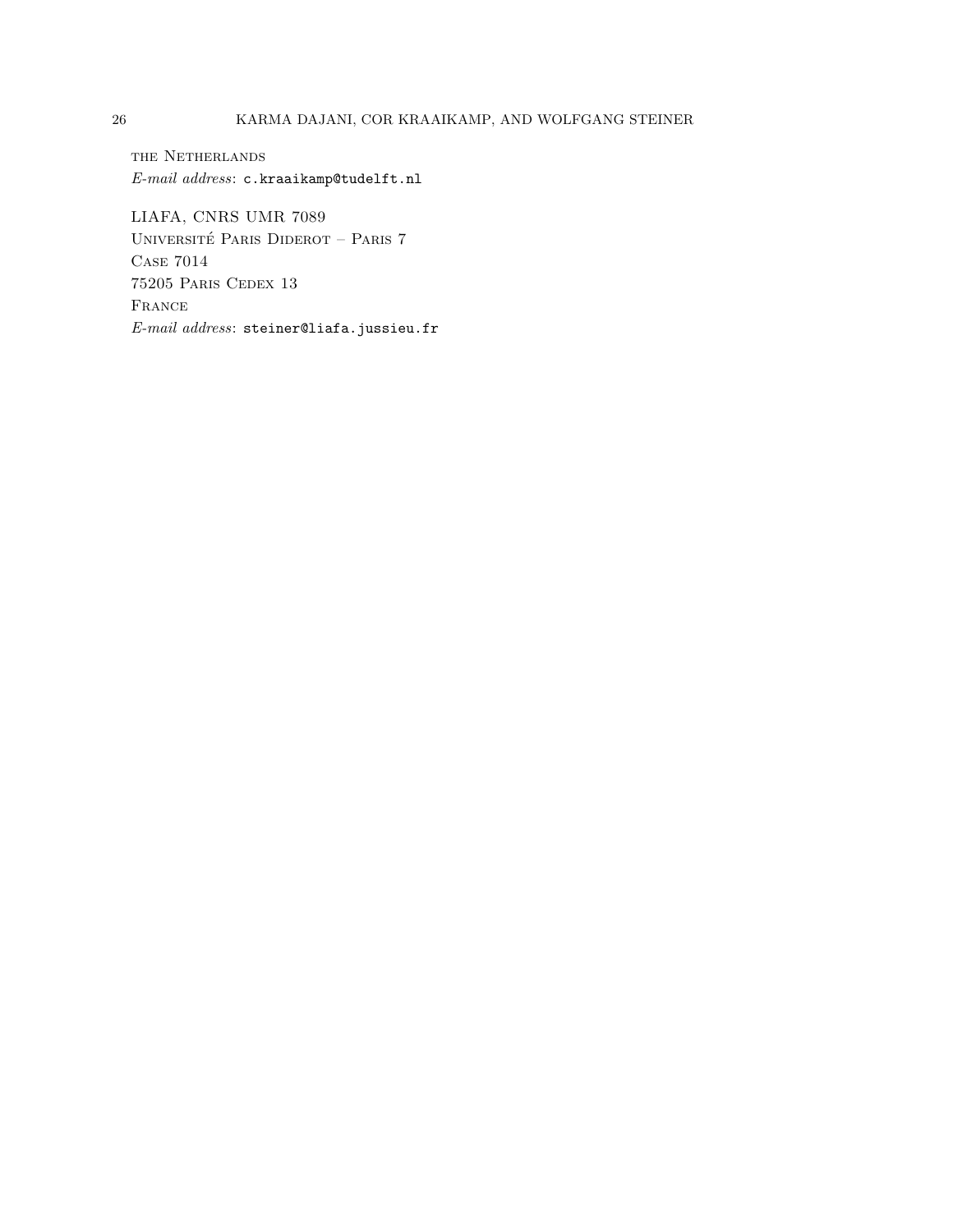the Netherlands

*E-mail address*: c.kraaikamp@tudelft.nl

LIAFA, CNRS UMR 7089
Université Paris Diderot – Paris 7
Case 7014
75205 Paris Cedex 13
France

*E-mail address*: steiner@liafa.jussieu.fr